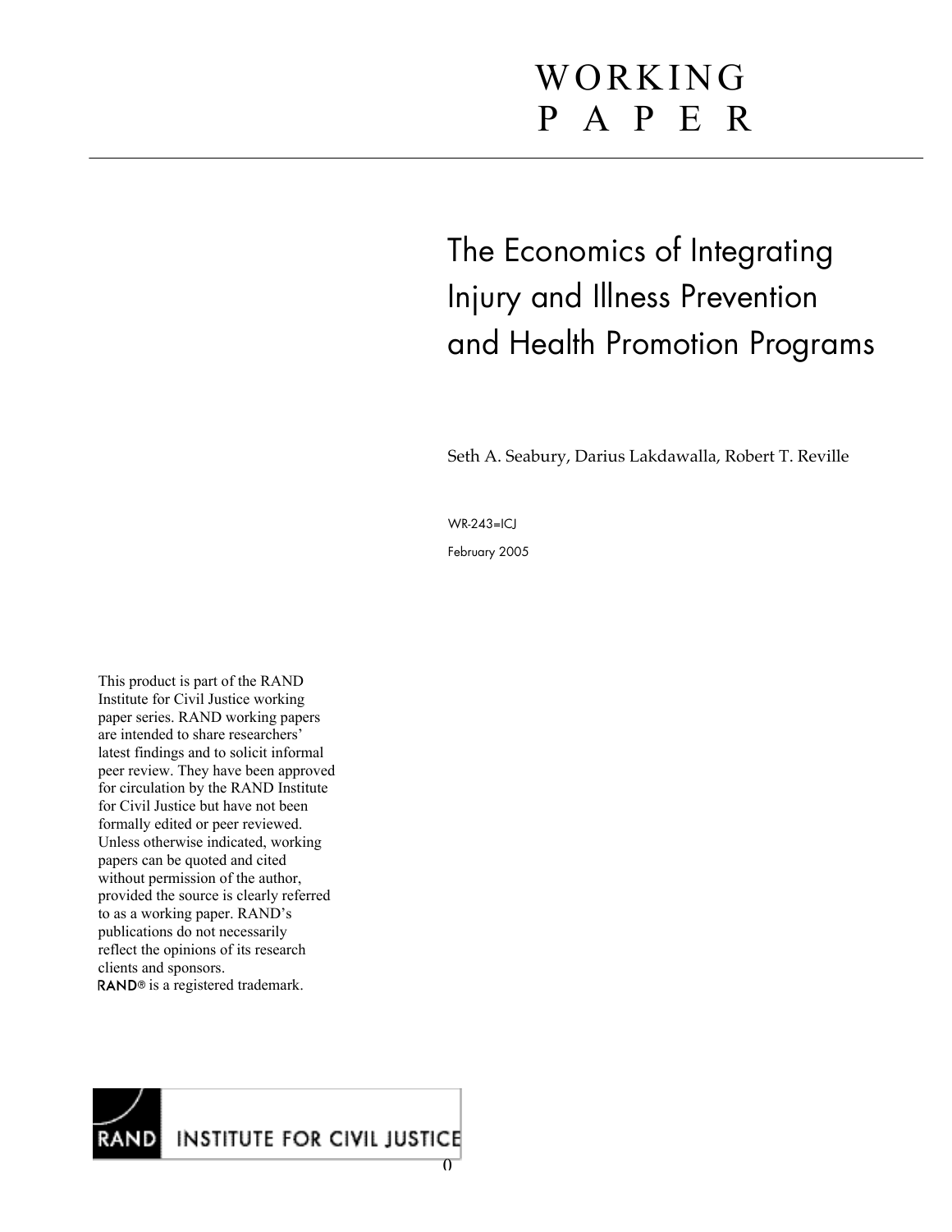# WORKING PAPER

## The Economics of Integrating Injury and Illness Prevention and Health Promotion Programs

Seth A. Seabury, Darius Lakdawalla, Robert T. Reville

WR-243=ICJ

February 2005

This product is part of the RAND Institute for Civil Justice working paper series. RAND working papers are intended to share researchers' latest findings and to solicit informal peer review. They have been approved for circulation by the RAND Institute for Civil Justice but have not been formally edited or peer reviewed. Unless otherwise indicated, working papers can be quoted and cited without permission of the author, provided the source is clearly referred to as a working paper. RAND's publications do not necessarily reflect the opinions of its research clients and sponsors.
RAND® is a registered trademark.

RAND INSTITUTE FOR CIVIL JUSTICE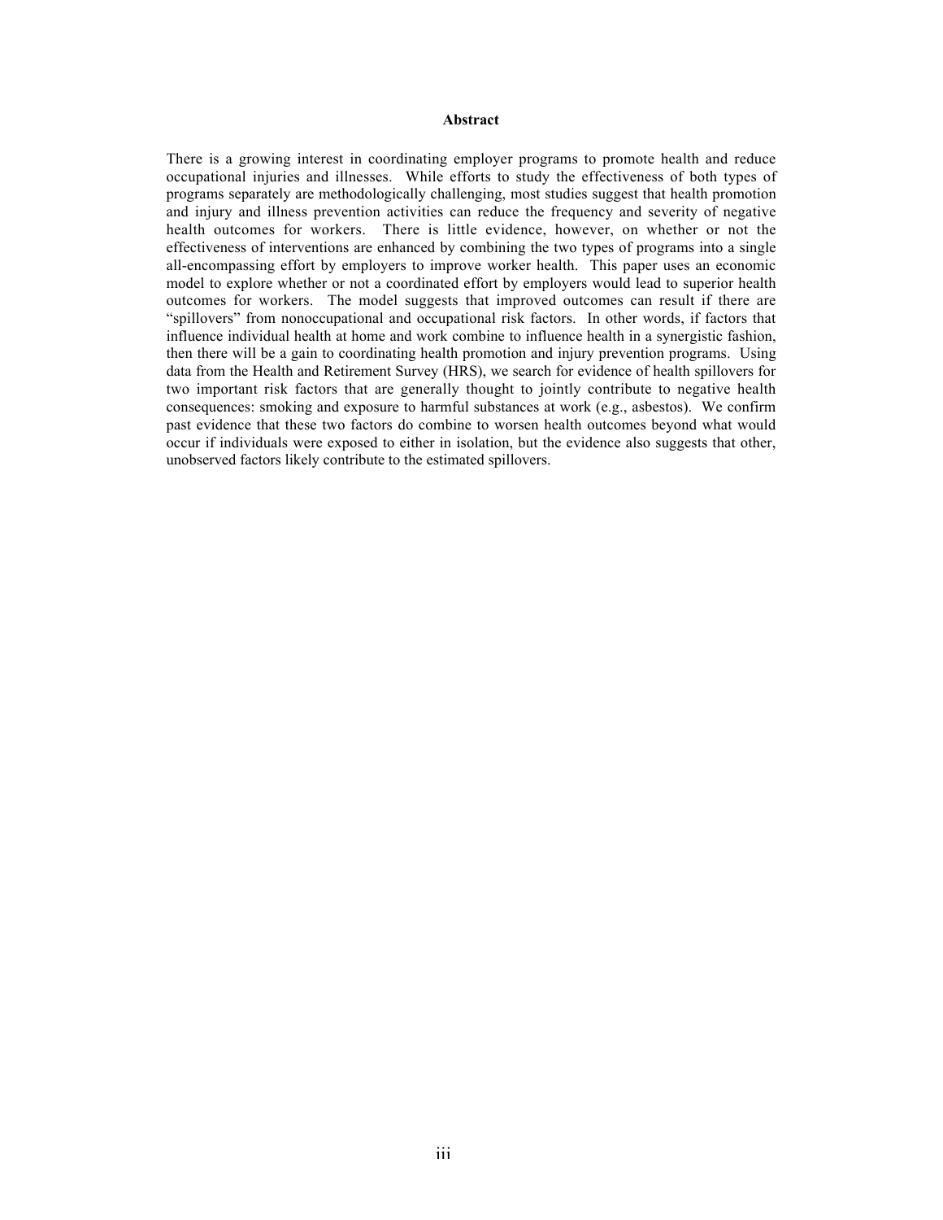**Abstract**

There is a growing interest in coordinating employer programs to promote health and reduce occupational injuries and illnesses. While efforts to study the effectiveness of both types of programs separately are methodologically challenging, most studies suggest that health promotion and injury and illness prevention activities can reduce the frequency and severity of negative health outcomes for workers. There is little evidence, however, on whether or not the effectiveness of interventions are enhanced by combining the two types of programs into a single all-encompassing effort by employers to improve worker health. This paper uses an economic model to explore whether or not a coordinated effort by employers would lead to superior health outcomes for workers. The model suggests that improved outcomes can result if there are "spillovers" from nonoccupational and occupational risk factors. In other words, if factors that influence individual health at home and work combine to influence health in a synergistic fashion, then there will be a gain to coordinating health promotion and injury prevention programs. Using data from the Health and Retirement Survey (HRS), we search for evidence of health spillovers for two important risk factors that are generally thought to jointly contribute to negative health consequences: smoking and exposure to harmful substances at work (e.g., asbestos). We confirm past evidence that these two factors do combine to worsen health outcomes beyond what would occur if individuals were exposed to either in isolation, but the evidence also suggests that other, unobserved factors likely contribute to the estimated spillovers.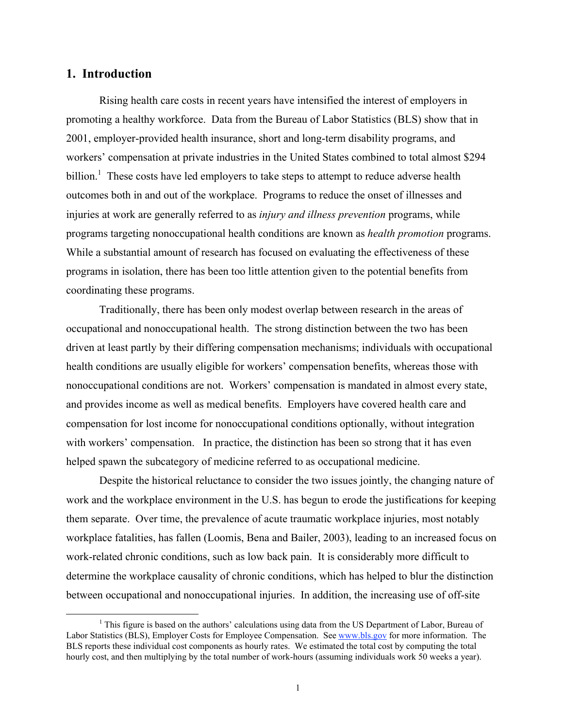## 1. Introduction

Rising health care costs in recent years have intensified the interest of employers in promoting a healthy workforce. Data from the Bureau of Labor Statistics (BLS) show that in 2001, employer-provided health insurance, short and long-term disability programs, and workers' compensation at private industries in the United States combined to total almost $294 billion.[1] These costs have led employers to take steps to attempt to reduce adverse health outcomes both in and out of the workplace. Programs to reduce the onset of illnesses and injuries at work are generally referred to as *injury and illness prevention* programs, while programs targeting nonoccupational health conditions are known as *health promotion* programs. While a substantial amount of research has focused on evaluating the effectiveness of these programs in isolation, there has been too little attention given to the potential benefits from coordinating these programs.

Traditionally, there has been only modest overlap between research in the areas of occupational and nonoccupational health. The strong distinction between the two has been driven at least partly by their differing compensation mechanisms; individuals with occupational health conditions are usually eligible for workers' compensation benefits, whereas those with nonoccupational conditions are not. Workers' compensation is mandated in almost every state, and provides income as well as medical benefits. Employers have covered health care and compensation for lost income for nonoccupational conditions optionally, without integration with workers' compensation. In practice, the distinction has been so strong that it has even helped spawn the subcategory of medicine referred to as occupational medicine.

Despite the historical reluctance to consider the two issues jointly, the changing nature of work and the workplace environment in the U.S. has begun to erode the justifications for keeping them separate. Over time, the prevalence of acute traumatic workplace injuries, most notably workplace fatalities, has fallen (Loomis, Bena and Bailer, 2003), leading to an increased focus on work-related chronic conditions, such as low back pain. It is considerably more difficult to determine the workplace causality of chronic conditions, which has helped to blur the distinction between occupational and nonoccupational injuries. In addition, the increasing use of off-site

[1] This figure is based on the authors' calculations using data from the US Department of Labor, Bureau of Labor Statistics (BLS), Employer Costs for Employee Compensation. See www.bls.gov for more information. The BLS reports these individual cost components as hourly rates. We estimated the total cost by computing the total hourly cost, and then multiplying by the total number of work-hours (assuming individuals work 50 weeks a year).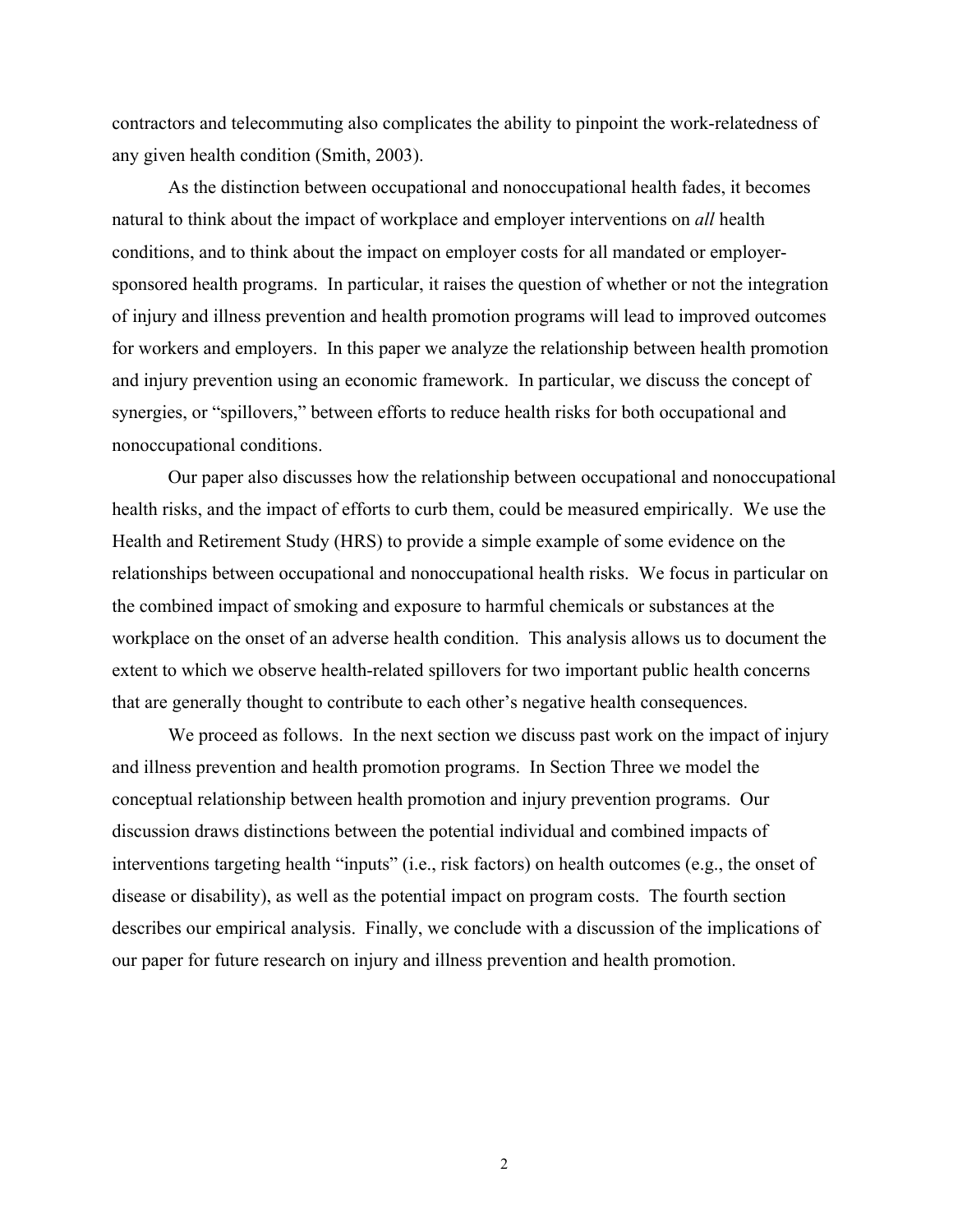contractors and telecommuting also complicates the ability to pinpoint the work-relatedness of any given health condition (Smith, 2003).

As the distinction between occupational and nonoccupational health fades, it becomes natural to think about the impact of workplace and employer interventions on *all* health conditions, and to think about the impact on employer costs for all mandated or employer-sponsored health programs. In particular, it raises the question of whether or not the integration of injury and illness prevention and health promotion programs will lead to improved outcomes for workers and employers. In this paper we analyze the relationship between health promotion and injury prevention using an economic framework. In particular, we discuss the concept of synergies, or "spillovers," between efforts to reduce health risks for both occupational and nonoccupational conditions.

Our paper also discusses how the relationship between occupational and nonoccupational health risks, and the impact of efforts to curb them, could be measured empirically. We use the Health and Retirement Study (HRS) to provide a simple example of some evidence on the relationships between occupational and nonoccupational health risks. We focus in particular on the combined impact of smoking and exposure to harmful chemicals or substances at the workplace on the onset of an adverse health condition. This analysis allows us to document the extent to which we observe health-related spillovers for two important public health concerns that are generally thought to contribute to each other's negative health consequences.

We proceed as follows. In the next section we discuss past work on the impact of injury and illness prevention and health promotion programs. In Section Three we model the conceptual relationship between health promotion and injury prevention programs. Our discussion draws distinctions between the potential individual and combined impacts of interventions targeting health "inputs" (i.e., risk factors) on health outcomes (e.g., the onset of disease or disability), as well as the potential impact on program costs. The fourth section describes our empirical analysis. Finally, we conclude with a discussion of the implications of our paper for future research on injury and illness prevention and health promotion.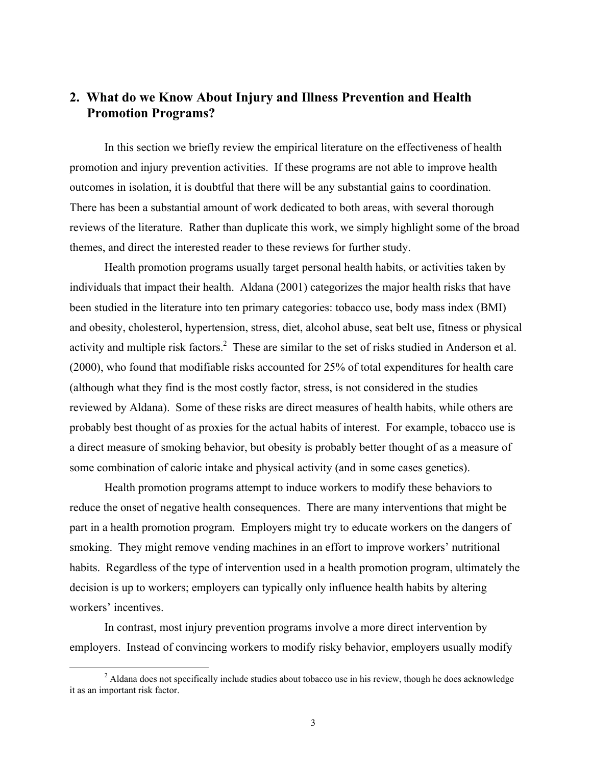## 2. What do we Know About Injury and Illness Prevention and Health Promotion Programs?

In this section we briefly review the empirical literature on the effectiveness of health promotion and injury prevention activities. If these programs are not able to improve health outcomes in isolation, it is doubtful that there will be any substantial gains to coordination. There has been a substantial amount of work dedicated to both areas, with several thorough reviews of the literature. Rather than duplicate this work, we simply highlight some of the broad themes, and direct the interested reader to these reviews for further study.

Health promotion programs usually target personal health habits, or activities taken by individuals that impact their health. Aldana (2001) categorizes the major health risks that have been studied in the literature into ten primary categories: tobacco use, body mass index (BMI) and obesity, cholesterol, hypertension, stress, diet, alcohol abuse, seat belt use, fitness or physical activity and multiple risk factors.[2] These are similar to the set of risks studied in Anderson et al. (2000), who found that modifiable risks accounted for 25% of total expenditures for health care (although what they find is the most costly factor, stress, is not considered in the studies reviewed by Aldana). Some of these risks are direct measures of health habits, while others are probably best thought of as proxies for the actual habits of interest. For example, tobacco use is a direct measure of smoking behavior, but obesity is probably better thought of as a measure of some combination of caloric intake and physical activity (and in some cases genetics).

Health promotion programs attempt to induce workers to modify these behaviors to reduce the onset of negative health consequences. There are many interventions that might be part in a health promotion program. Employers might try to educate workers on the dangers of smoking. They might remove vending machines in an effort to improve workers' nutritional habits. Regardless of the type of intervention used in a health promotion program, ultimately the decision is up to workers; employers can typically only influence health habits by altering workers' incentives.

In contrast, most injury prevention programs involve a more direct intervention by employers. Instead of convincing workers to modify risky behavior, employers usually modify

[2] Aldana does not specifically include studies about tobacco use in his review, though he does acknowledge it as an important risk factor.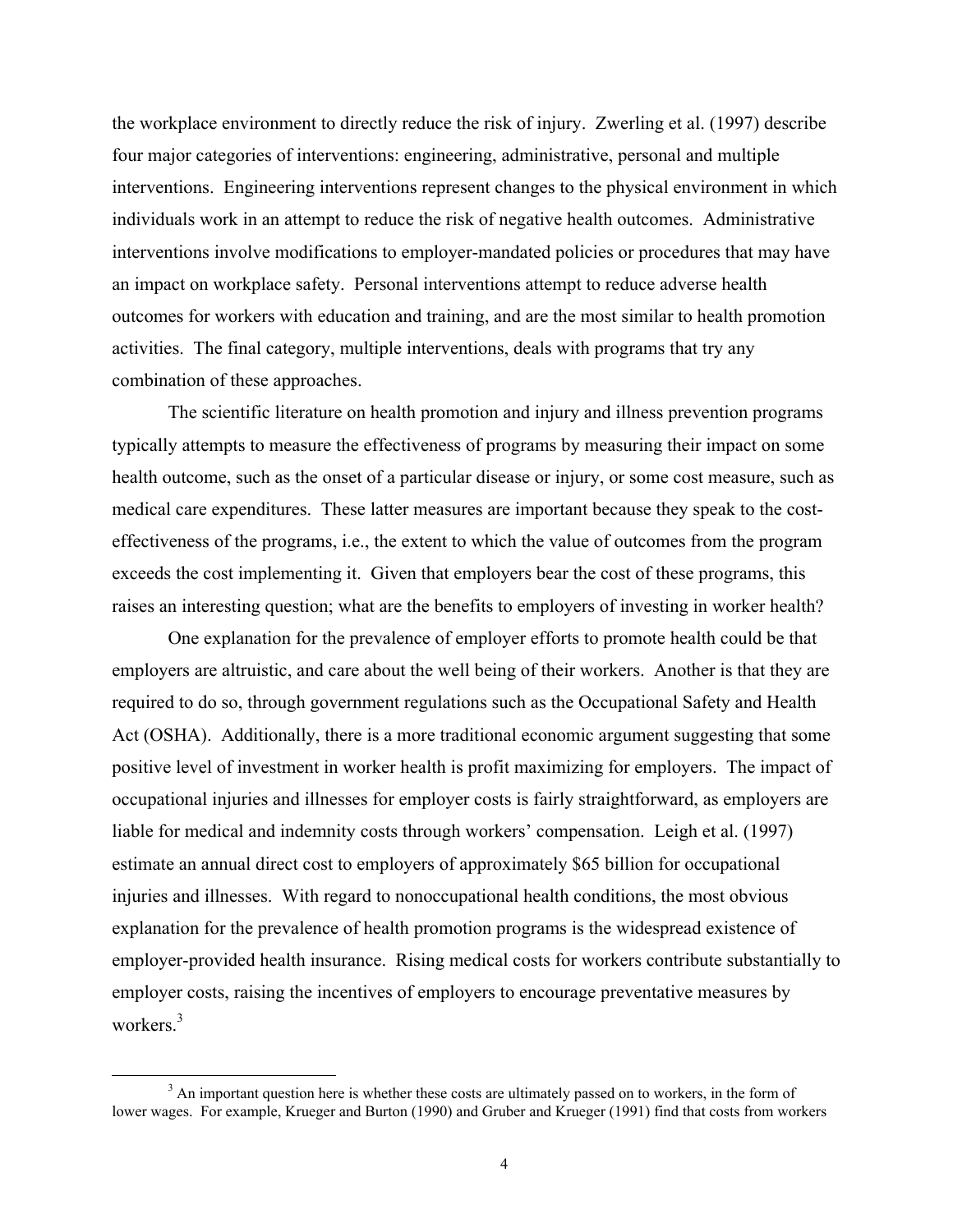the workplace environment to directly reduce the risk of injury. Zwerling et al. (1997) describe four major categories of interventions: engineering, administrative, personal and multiple interventions. Engineering interventions represent changes to the physical environment in which individuals work in an attempt to reduce the risk of negative health outcomes. Administrative interventions involve modifications to employer-mandated policies or procedures that may have an impact on workplace safety. Personal interventions attempt to reduce adverse health outcomes for workers with education and training, and are the most similar to health promotion activities. The final category, multiple interventions, deals with programs that try any combination of these approaches.

The scientific literature on health promotion and injury and illness prevention programs typically attempts to measure the effectiveness of programs by measuring their impact on some health outcome, such as the onset of a particular disease or injury, or some cost measure, such as medical care expenditures. These latter measures are important because they speak to the cost-effectiveness of the programs, i.e., the extent to which the value of outcomes from the program exceeds the cost implementing it. Given that employers bear the cost of these programs, this raises an interesting question; what are the benefits to employers of investing in worker health?

One explanation for the prevalence of employer efforts to promote health could be that employers are altruistic, and care about the well being of their workers. Another is that they are required to do so, through government regulations such as the Occupational Safety and Health Act (OSHA). Additionally, there is a more traditional economic argument suggesting that some positive level of investment in worker health is profit maximizing for employers. The impact of occupational injuries and illnesses for employer costs is fairly straightforward, as employers are liable for medical and indemnity costs through workers' compensation. Leigh et al. (1997) estimate an annual direct cost to employers of approximately $65 billion for occupational injuries and illnesses. With regard to nonoccupational health conditions, the most obvious explanation for the prevalence of health promotion programs is the widespread existence of employer-provided health insurance. Rising medical costs for workers contribute substantially to employer costs, raising the incentives of employers to encourage preventative measures by workers.[3]

[3] An important question here is whether these costs are ultimately passed on to workers, in the form of lower wages. For example, Krueger and Burton (1990) and Gruber and Krueger (1991) find that costs from workers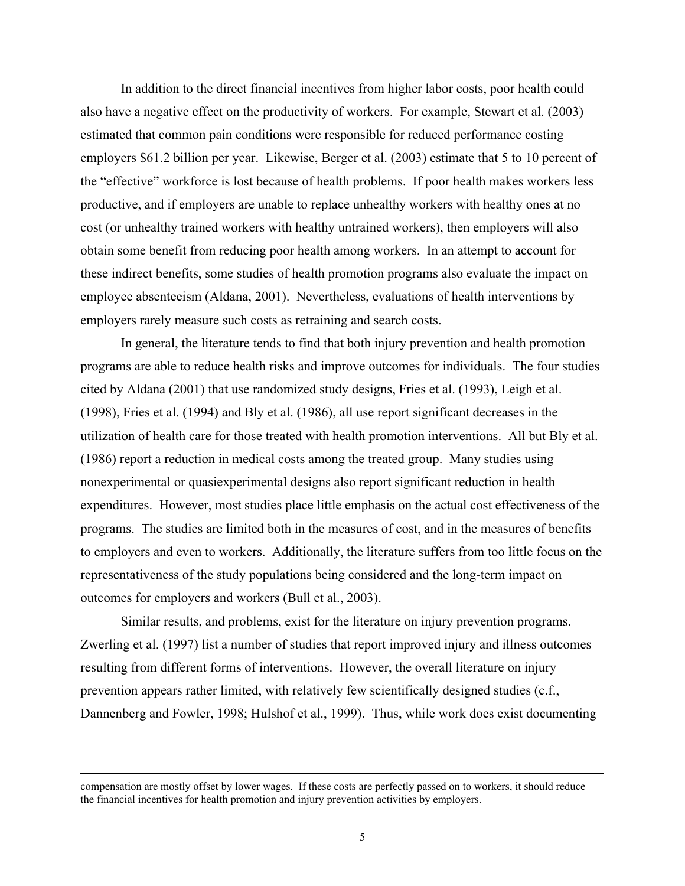In addition to the direct financial incentives from higher labor costs, poor health could also have a negative effect on the productivity of workers. For example, Stewart et al. (2003) estimated that common pain conditions were responsible for reduced performance costing employers $61.2 billion per year. Likewise, Berger et al. (2003) estimate that 5 to 10 percent of the "effective" workforce is lost because of health problems. If poor health makes workers less productive, and if employers are unable to replace unhealthy workers with healthy ones at no cost (or unhealthy trained workers with healthy untrained workers), then employers will also obtain some benefit from reducing poor health among workers. In an attempt to account for these indirect benefits, some studies of health promotion programs also evaluate the impact on employee absenteeism (Aldana, 2001). Nevertheless, evaluations of health interventions by employers rarely measure such costs as retraining and search costs.

In general, the literature tends to find that both injury prevention and health promotion programs are able to reduce health risks and improve outcomes for individuals. The four studies cited by Aldana (2001) that use randomized study designs, Fries et al. (1993), Leigh et al. (1998), Fries et al. (1994) and Bly et al. (1986), all use report significant decreases in the utilization of health care for those treated with health promotion interventions. All but Bly et al. (1986) report a reduction in medical costs among the treated group. Many studies using nonexperimental or quasiexperimental designs also report significant reduction in health expenditures. However, most studies place little emphasis on the actual cost effectiveness of the programs. The studies are limited both in the measures of cost, and in the measures of benefits to employers and even to workers. Additionally, the literature suffers from too little focus on the representativeness of the study populations being considered and the long-term impact on outcomes for employers and workers (Bull et al., 2003).

Similar results, and problems, exist for the literature on injury prevention programs. Zwerling et al. (1997) list a number of studies that report improved injury and illness outcomes resulting from different forms of interventions. However, the overall literature on injury prevention appears rather limited, with relatively few scientifically designed studies (c.f., Dannenberg and Fowler, 1998; Hulshof et al., 1999). Thus, while work does exist documenting

---

compensation are mostly offset by lower wages. If these costs are perfectly passed on to workers, it should reduce the financial incentives for health promotion and injury prevention activities by employers.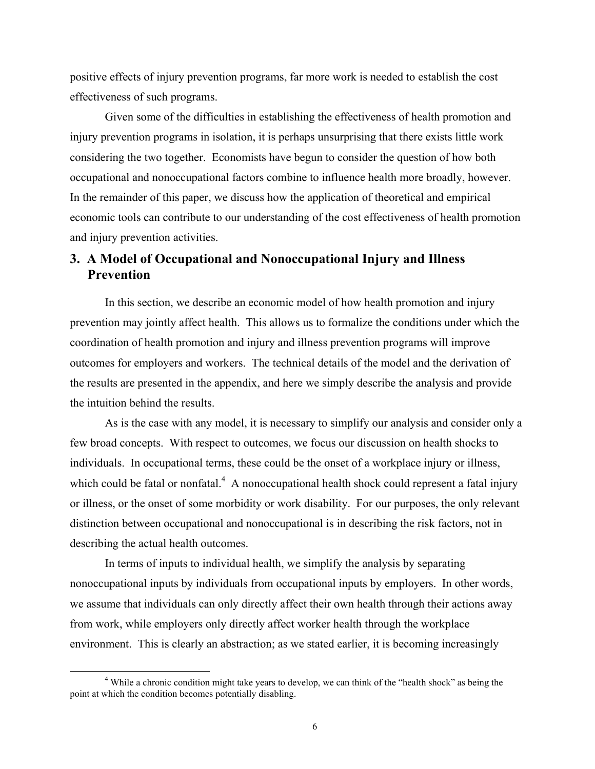positive effects of injury prevention programs, far more work is needed to establish the cost effectiveness of such programs.

Given some of the difficulties in establishing the effectiveness of health promotion and injury prevention programs in isolation, it is perhaps unsurprising that there exists little work considering the two together. Economists have begun to consider the question of how both occupational and nonoccupational factors combine to influence health more broadly, however. In the remainder of this paper, we discuss how the application of theoretical and empirical economic tools can contribute to our understanding of the cost effectiveness of health promotion and injury prevention activities.

## 3. A Model of Occupational and Nonoccupational Injury and Illness Prevention

In this section, we describe an economic model of how health promotion and injury prevention may jointly affect health. This allows us to formalize the conditions under which the coordination of health promotion and injury and illness prevention programs will improve outcomes for employers and workers. The technical details of the model and the derivation of the results are presented in the appendix, and here we simply describe the analysis and provide the intuition behind the results.

As is the case with any model, it is necessary to simplify our analysis and consider only a few broad concepts. With respect to outcomes, we focus our discussion on health shocks to individuals. In occupational terms, these could be the onset of a workplace injury or illness, which could be fatal or nonfatal.[4] A nonoccupational health shock could represent a fatal injury or illness, or the onset of some morbidity or work disability. For our purposes, the only relevant distinction between occupational and nonoccupational is in describing the risk factors, not in describing the actual health outcomes.

In terms of inputs to individual health, we simplify the analysis by separating nonoccupational inputs by individuals from occupational inputs by employers. In other words, we assume that individuals can only directly affect their own health through their actions away from work, while employers only directly affect worker health through the workplace environment. This is clearly an abstraction; as we stated earlier, it is becoming increasingly

[4] While a chronic condition might take years to develop, we can think of the "health shock" as being the point at which the condition becomes potentially disabling.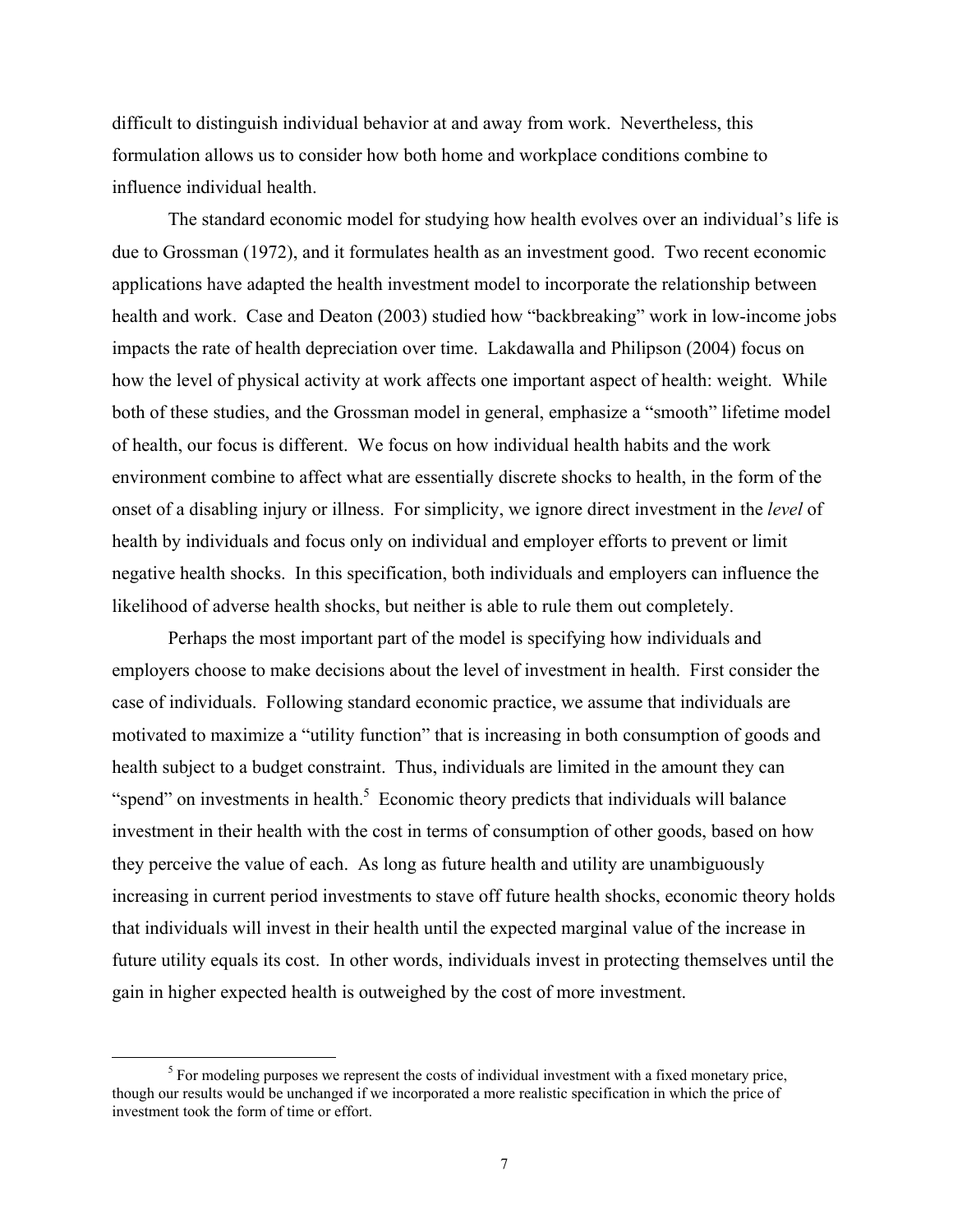difficult to distinguish individual behavior at and away from work. Nevertheless, this formulation allows us to consider how both home and workplace conditions combine to influence individual health.

The standard economic model for studying how health evolves over an individual's life is due to Grossman (1972), and it formulates health as an investment good. Two recent economic applications have adapted the health investment model to incorporate the relationship between health and work. Case and Deaton (2003) studied how "backbreaking" work in low-income jobs impacts the rate of health depreciation over time. Lakdawalla and Philipson (2004) focus on how the level of physical activity at work affects one important aspect of health: weight. While both of these studies, and the Grossman model in general, emphasize a "smooth" lifetime model of health, our focus is different. We focus on how individual health habits and the work environment combine to affect what are essentially discrete shocks to health, in the form of the onset of a disabling injury or illness. For simplicity, we ignore direct investment in the *level* of health by individuals and focus only on individual and employer efforts to prevent or limit negative health shocks. In this specification, both individuals and employers can influence the likelihood of adverse health shocks, but neither is able to rule them out completely.

Perhaps the most important part of the model is specifying how individuals and employers choose to make decisions about the level of investment in health. First consider the case of individuals. Following standard economic practice, we assume that individuals are motivated to maximize a "utility function" that is increasing in both consumption of goods and health subject to a budget constraint. Thus, individuals are limited in the amount they can "spend" on investments in health.[5] Economic theory predicts that individuals will balance investment in their health with the cost in terms of consumption of other goods, based on how they perceive the value of each. As long as future health and utility are unambiguously increasing in current period investments to stave off future health shocks, economic theory holds that individuals will invest in their health until the expected marginal value of the increase in future utility equals its cost. In other words, individuals invest in protecting themselves until the gain in higher expected health is outweighed by the cost of more investment.

[5] For modeling purposes we represent the costs of individual investment with a fixed monetary price, though our results would be unchanged if we incorporated a more realistic specification in which the price of investment took the form of time or effort.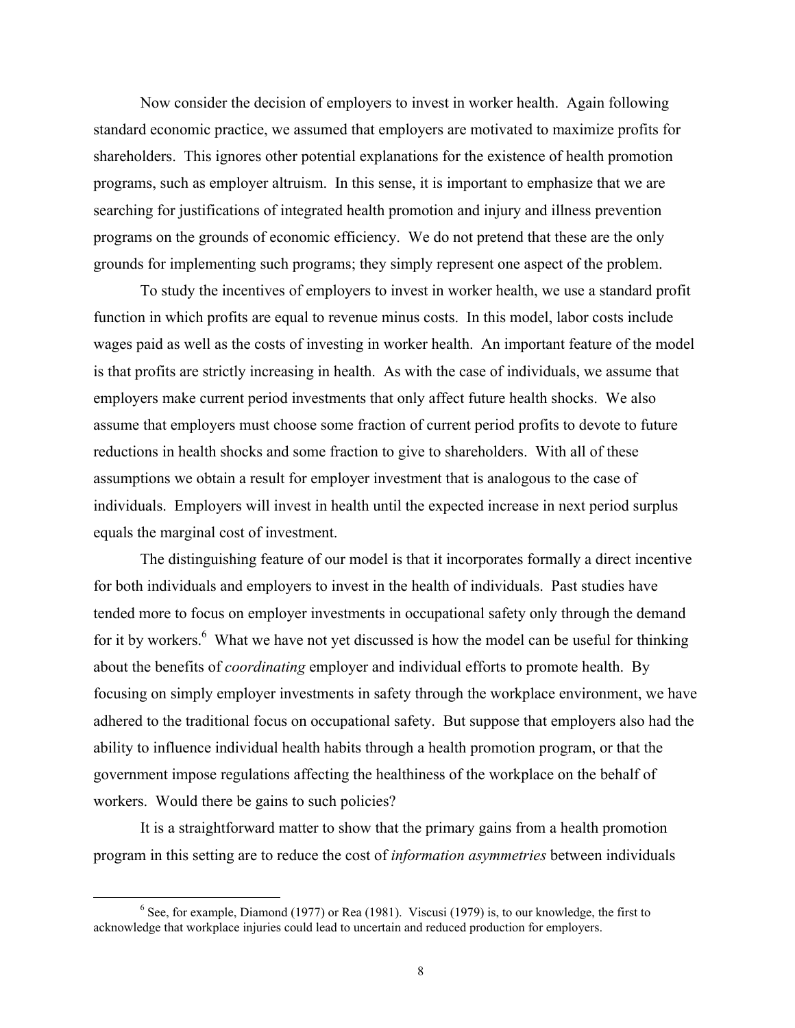Now consider the decision of employers to invest in worker health. Again following standard economic practice, we assumed that employers are motivated to maximize profits for shareholders. This ignores other potential explanations for the existence of health promotion programs, such as employer altruism. In this sense, it is important to emphasize that we are searching for justifications of integrated health promotion and injury and illness prevention programs on the grounds of economic efficiency. We do not pretend that these are the only grounds for implementing such programs; they simply represent one aspect of the problem.

To study the incentives of employers to invest in worker health, we use a standard profit function in which profits are equal to revenue minus costs. In this model, labor costs include wages paid as well as the costs of investing in worker health. An important feature of the model is that profits are strictly increasing in health. As with the case of individuals, we assume that employers make current period investments that only affect future health shocks. We also assume that employers must choose some fraction of current period profits to devote to future reductions in health shocks and some fraction to give to shareholders. With all of these assumptions we obtain a result for employer investment that is analogous to the case of individuals. Employers will invest in health until the expected increase in next period surplus equals the marginal cost of investment.

The distinguishing feature of our model is that it incorporates formally a direct incentive for both individuals and employers to invest in the health of individuals. Past studies have tended more to focus on employer investments in occupational safety only through the demand for it by workers.[6] What we have not yet discussed is how the model can be useful for thinking about the benefits of *coordinating* employer and individual efforts to promote health. By focusing on simply employer investments in safety through the workplace environment, we have adhered to the traditional focus on occupational safety. But suppose that employers also had the ability to influence individual health habits through a health promotion program, or that the government impose regulations affecting the healthiness of the workplace on the behalf of workers. Would there be gains to such policies?

It is a straightforward matter to show that the primary gains from a health promotion program in this setting are to reduce the cost of *information asymmetries* between individuals

[6] See, for example, Diamond (1977) or Rea (1981). Viscusi (1979) is, to our knowledge, the first to acknowledge that workplace injuries could lead to uncertain and reduced production for employers.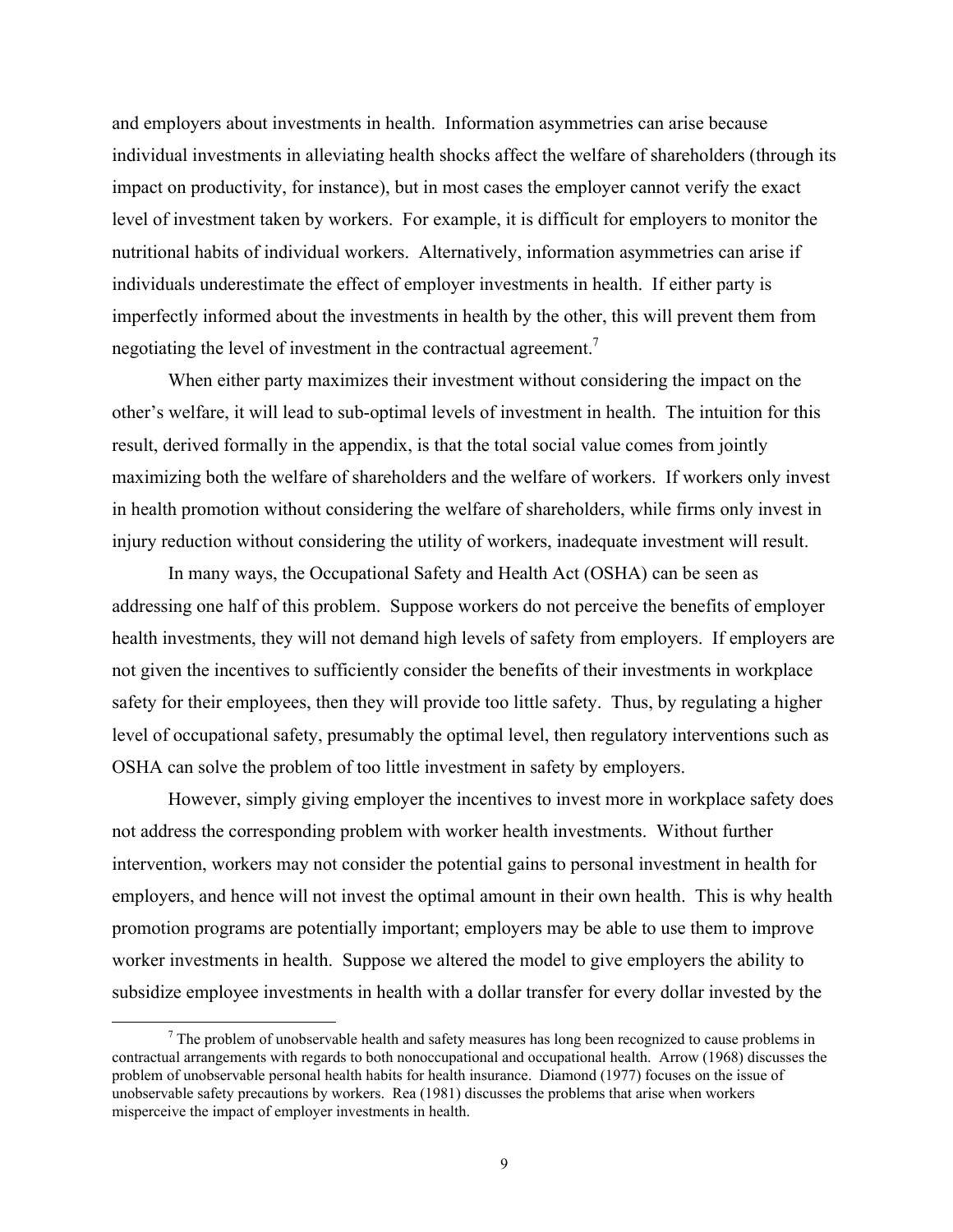and employers about investments in health. Information asymmetries can arise because individual investments in alleviating health shocks affect the welfare of shareholders (through its impact on productivity, for instance), but in most cases the employer cannot verify the exact level of investment taken by workers. For example, it is difficult for employers to monitor the nutritional habits of individual workers. Alternatively, information asymmetries can arise if individuals underestimate the effect of employer investments in health. If either party is imperfectly informed about the investments in health by the other, this will prevent them from negotiating the level of investment in the contractual agreement.[7]

When either party maximizes their investment without considering the impact on the other's welfare, it will lead to sub-optimal levels of investment in health. The intuition for this result, derived formally in the appendix, is that the total social value comes from jointly maximizing both the welfare of shareholders and the welfare of workers. If workers only invest in health promotion without considering the welfare of shareholders, while firms only invest in injury reduction without considering the utility of workers, inadequate investment will result.

In many ways, the Occupational Safety and Health Act (OSHA) can be seen as addressing one half of this problem. Suppose workers do not perceive the benefits of employer health investments, they will not demand high levels of safety from employers. If employers are not given the incentives to sufficiently consider the benefits of their investments in workplace safety for their employees, then they will provide too little safety. Thus, by regulating a higher level of occupational safety, presumably the optimal level, then regulatory interventions such as OSHA can solve the problem of too little investment in safety by employers.

However, simply giving employer the incentives to invest more in workplace safety does not address the corresponding problem with worker health investments. Without further intervention, workers may not consider the potential gains to personal investment in health for employers, and hence will not invest the optimal amount in their own health. This is why health promotion programs are potentially important; employers may be able to use them to improve worker investments in health. Suppose we altered the model to give employers the ability to subsidize employee investments in health with a dollar transfer for every dollar invested by the

[7] The problem of unobservable health and safety measures has long been recognized to cause problems in contractual arrangements with regards to both nonoccupational and occupational health. Arrow (1968) discusses the problem of unobservable personal health habits for health insurance. Diamond (1977) focuses on the issue of unobservable safety precautions by workers. Rea (1981) discusses the problems that arise when workers misperceive the impact of employer investments in health.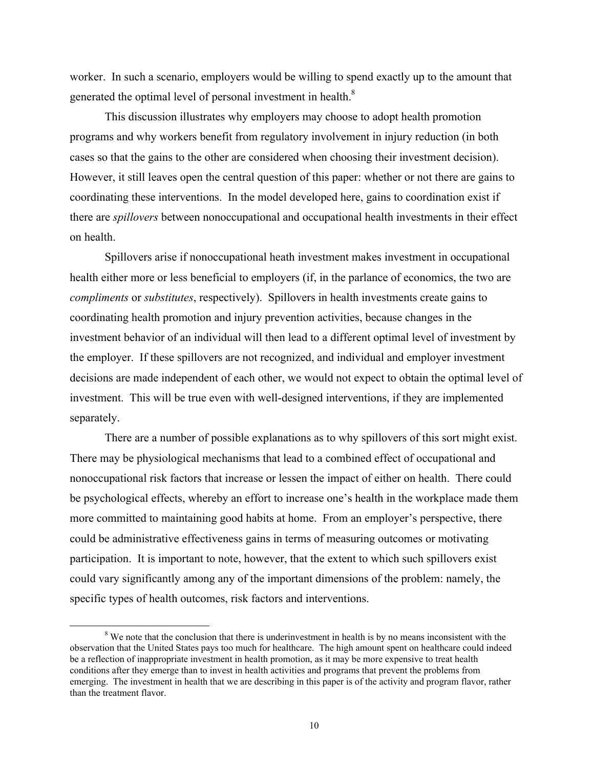worker. In such a scenario, employers would be willing to spend exactly up to the amount that generated the optimal level of personal investment in health.[8]

This discussion illustrates why employers may choose to adopt health promotion programs and why workers benefit from regulatory involvement in injury reduction (in both cases so that the gains to the other are considered when choosing their investment decision). However, it still leaves open the central question of this paper: whether or not there are gains to coordinating these interventions. In the model developed here, gains to coordination exist if there are *spillovers* between nonoccupational and occupational health investments in their effect on health.

Spillovers arise if nonoccupational heath investment makes investment in occupational health either more or less beneficial to employers (if, in the parlance of economics, the two are *compliments* or *substitutes*, respectively). Spillovers in health investments create gains to coordinating health promotion and injury prevention activities, because changes in the investment behavior of an individual will then lead to a different optimal level of investment by the employer. If these spillovers are not recognized, and individual and employer investment decisions are made independent of each other, we would not expect to obtain the optimal level of investment. This will be true even with well-designed interventions, if they are implemented separately.

There are a number of possible explanations as to why spillovers of this sort might exist. There may be physiological mechanisms that lead to a combined effect of occupational and nonoccupational risk factors that increase or lessen the impact of either on health. There could be psychological effects, whereby an effort to increase one's health in the workplace made them more committed to maintaining good habits at home. From an employer's perspective, there could be administrative effectiveness gains in terms of measuring outcomes or motivating participation. It is important to note, however, that the extent to which such spillovers exist could vary significantly among any of the important dimensions of the problem: namely, the specific types of health outcomes, risk factors and interventions.

[8] We note that the conclusion that there is underinvestment in health is by no means inconsistent with the observation that the United States pays too much for healthcare. The high amount spent on healthcare could indeed be a reflection of inappropriate investment in health promotion, as it may be more expensive to treat health conditions after they emerge than to invest in health activities and programs that prevent the problems from emerging. The investment in health that we are describing in this paper is of the activity and program flavor, rather than the treatment flavor.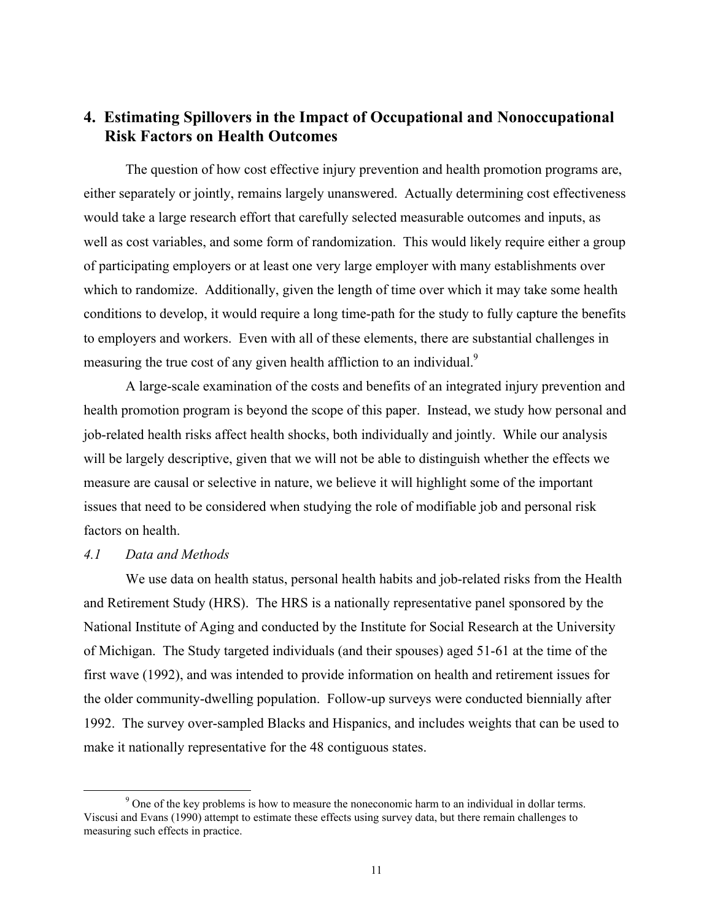## 4. Estimating Spillovers in the Impact of Occupational and Nonoccupational Risk Factors on Health Outcomes

The question of how cost effective injury prevention and health promotion programs are, either separately or jointly, remains largely unanswered. Actually determining cost effectiveness would take a large research effort that carefully selected measurable outcomes and inputs, as well as cost variables, and some form of randomization. This would likely require either a group of participating employers or at least one very large employer with many establishments over which to randomize. Additionally, given the length of time over which it may take some health conditions to develop, it would require a long time-path for the study to fully capture the benefits to employers and workers. Even with all of these elements, there are substantial challenges in measuring the true cost of any given health affliction to an individual.[9]

A large-scale examination of the costs and benefits of an integrated injury prevention and health promotion program is beyond the scope of this paper. Instead, we study how personal and job-related health risks affect health shocks, both individually and jointly. While our analysis will be largely descriptive, given that we will not be able to distinguish whether the effects we measure are causal or selective in nature, we believe it will highlight some of the important issues that need to be considered when studying the role of modifiable job and personal risk factors on health.

### *4.1 Data and Methods*

We use data on health status, personal health habits and job-related risks from the Health and Retirement Study (HRS). The HRS is a nationally representative panel sponsored by the National Institute of Aging and conducted by the Institute for Social Research at the University of Michigan. The Study targeted individuals (and their spouses) aged 51-61 at the time of the first wave (1992), and was intended to provide information on health and retirement issues for the older community-dwelling population. Follow-up surveys were conducted biennially after 1992. The survey over-sampled Blacks and Hispanics, and includes weights that can be used to make it nationally representative for the 48 contiguous states.

---

[9] One of the key problems is how to measure the noneconomic harm to an individual in dollar terms. Viscusi and Evans (1990) attempt to estimate these effects using survey data, but there remain challenges to measuring such effects in practice.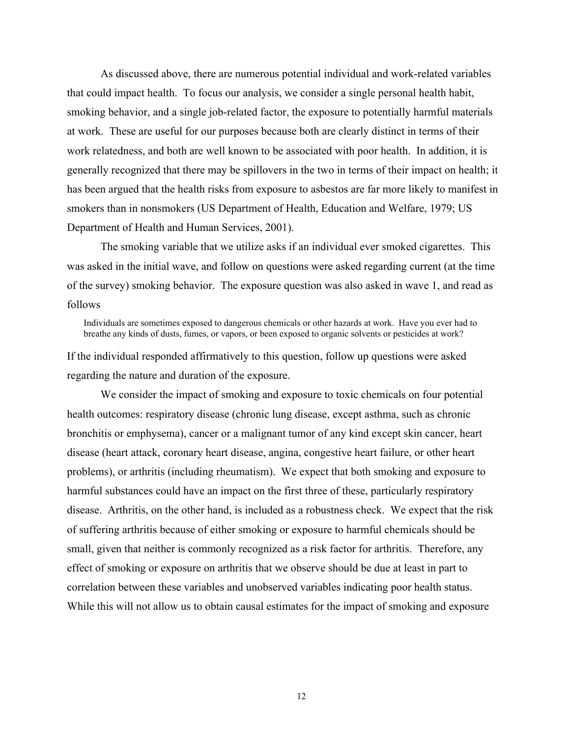As discussed above, there are numerous potential individual and work-related variables that could impact health. To focus our analysis, we consider a single personal health habit, smoking behavior, and a single job-related factor, the exposure to potentially harmful materials at work. These are useful for our purposes because both are clearly distinct in terms of their work relatedness, and both are well known to be associated with poor health. In addition, it is generally recognized that there may be spillovers in the two in terms of their impact on health; it has been argued that the health risks from exposure to asbestos are far more likely to manifest in smokers than in nonsmokers (US Department of Health, Education and Welfare, 1979; US Department of Health and Human Services, 2001).

The smoking variable that we utilize asks if an individual ever smoked cigarettes. This was asked in the initial wave, and follow on questions were asked regarding current (at the time of the survey) smoking behavior. The exposure question was also asked in wave 1, and read as follows

> Individuals are sometimes exposed to dangerous chemicals or other hazards at work. Have you ever had to breathe any kinds of dusts, fumes, or vapors, or been exposed to organic solvents or pesticides at work?

If the individual responded affirmatively to this question, follow up questions were asked regarding the nature and duration of the exposure.

We consider the impact of smoking and exposure to toxic chemicals on four potential health outcomes: respiratory disease (chronic lung disease, except asthma, such as chronic bronchitis or emphysema), cancer or a malignant tumor of any kind except skin cancer, heart disease (heart attack, coronary heart disease, angina, congestive heart failure, or other heart problems), or arthritis (including rheumatism). We expect that both smoking and exposure to harmful substances could have an impact on the first three of these, particularly respiratory disease. Arthritis, on the other hand, is included as a robustness check. We expect that the risk of suffering arthritis because of either smoking or exposure to harmful chemicals should be small, given that neither is commonly recognized as a risk factor for arthritis. Therefore, any effect of smoking or exposure on arthritis that we observe should be due at least in part to correlation between these variables and unobserved variables indicating poor health status. While this will not allow us to obtain causal estimates for the impact of smoking and exposure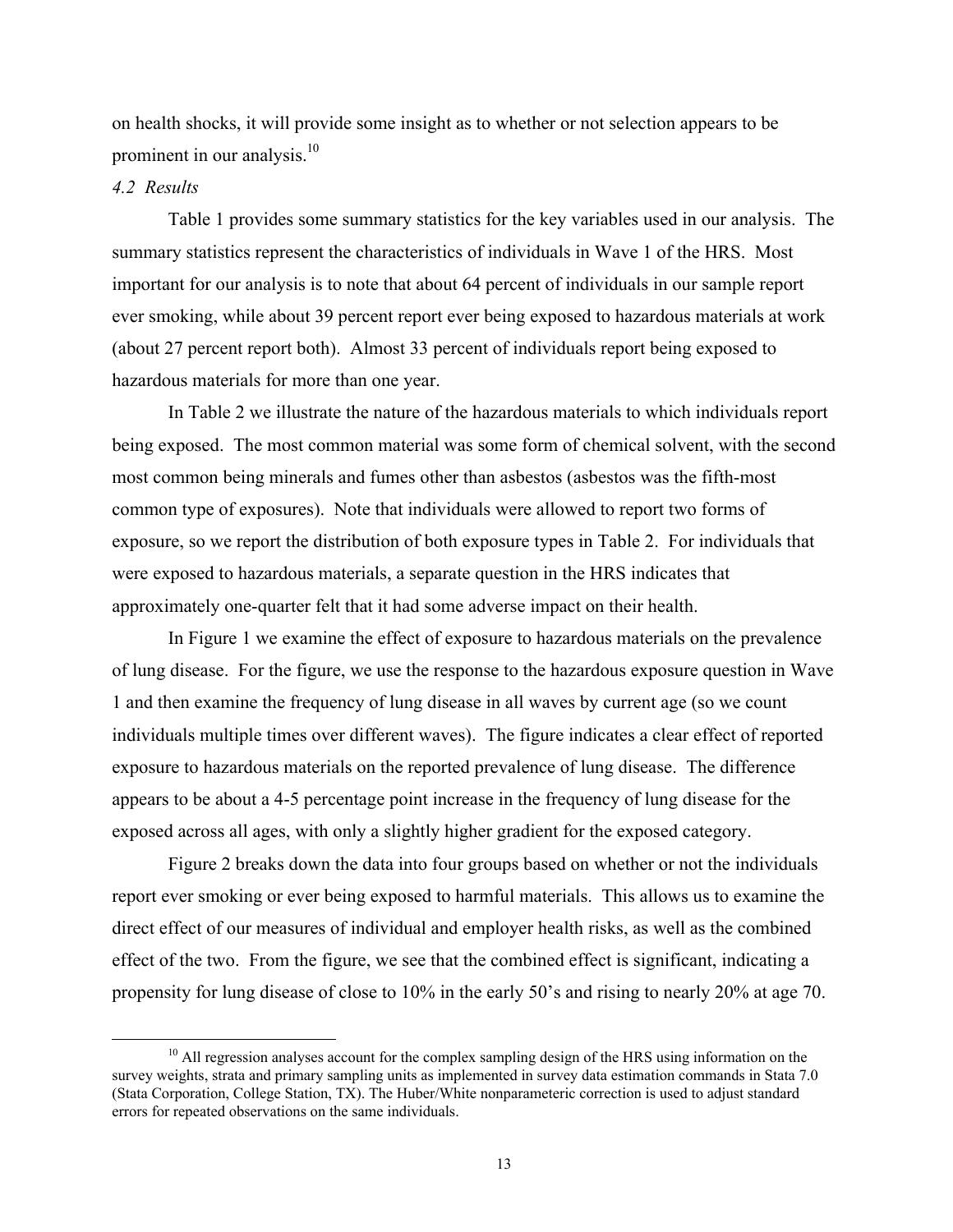on health shocks, it will provide some insight as to whether or not selection appears to be prominent in our analysis.[10]

*4.2 Results*

Table 1 provides some summary statistics for the key variables used in our analysis. The summary statistics represent the characteristics of individuals in Wave 1 of the HRS. Most important for our analysis is to note that about 64 percent of individuals in our sample report ever smoking, while about 39 percent report ever being exposed to hazardous materials at work (about 27 percent report both). Almost 33 percent of individuals report being exposed to hazardous materials for more than one year.

In Table 2 we illustrate the nature of the hazardous materials to which individuals report being exposed. The most common material was some form of chemical solvent, with the second most common being minerals and fumes other than asbestos (asbestos was the fifth-most common type of exposures). Note that individuals were allowed to report two forms of exposure, so we report the distribution of both exposure types in Table 2. For individuals that were exposed to hazardous materials, a separate question in the HRS indicates that approximately one-quarter felt that it had some adverse impact on their health.

In Figure 1 we examine the effect of exposure to hazardous materials on the prevalence of lung disease. For the figure, we use the response to the hazardous exposure question in Wave 1 and then examine the frequency of lung disease in all waves by current age (so we count individuals multiple times over different waves). The figure indicates a clear effect of reported exposure to hazardous materials on the reported prevalence of lung disease. The difference appears to be about a 4-5 percentage point increase in the frequency of lung disease for the exposed across all ages, with only a slightly higher gradient for the exposed category.

Figure 2 breaks down the data into four groups based on whether or not the individuals report ever smoking or ever being exposed to harmful materials. This allows us to examine the direct effect of our measures of individual and employer health risks, as well as the combined effect of the two. From the figure, we see that the combined effect is significant, indicating a propensity for lung disease of close to 10% in the early 50's and rising to nearly 20% at age 70.

[10] All regression analyses account for the complex sampling design of the HRS using information on the survey weights, strata and primary sampling units as implemented in survey data estimation commands in Stata 7.0 (Stata Corporation, College Station, TX). The Huber/White nonparameteric correction is used to adjust standard errors for repeated observations on the same individuals.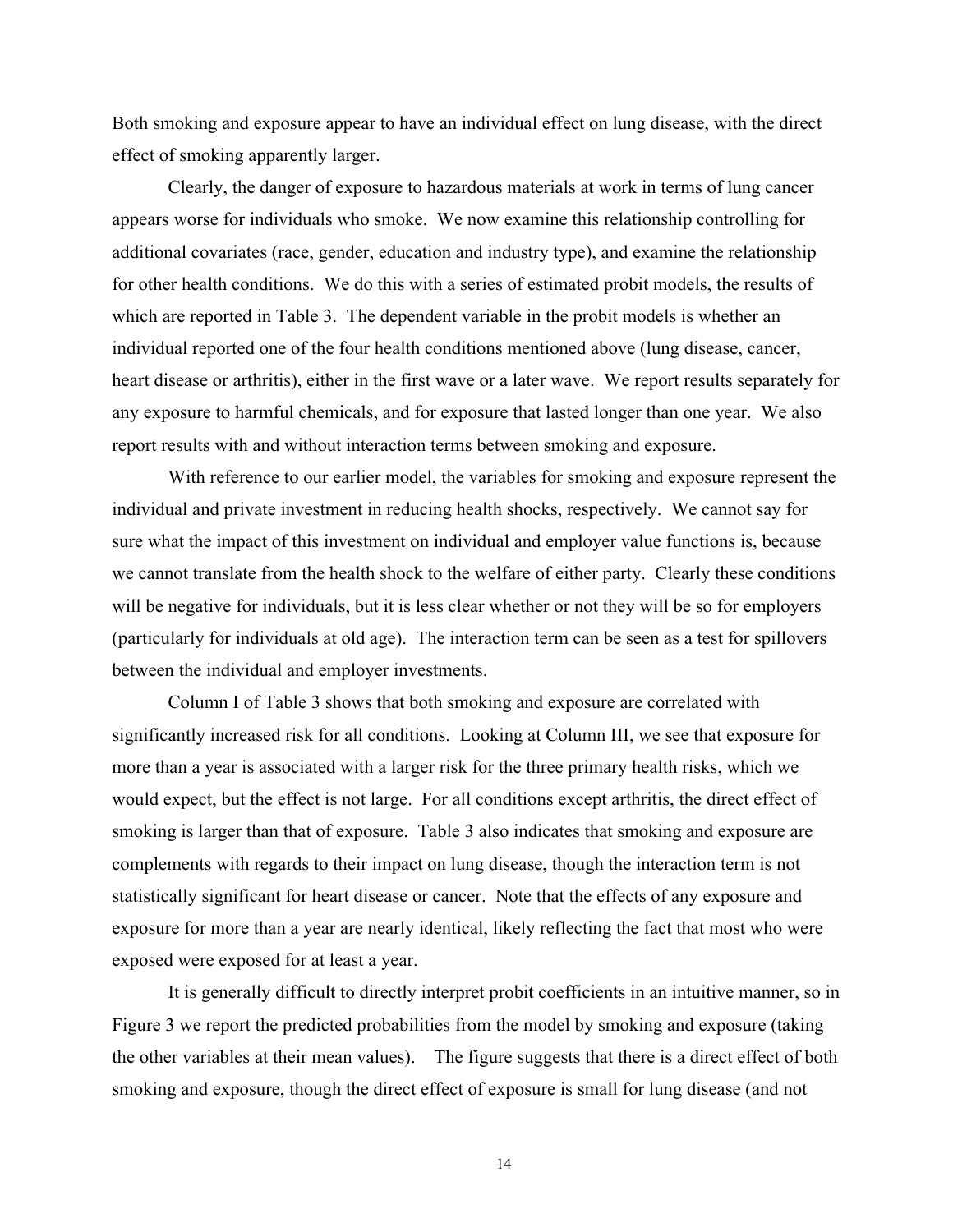Both smoking and exposure appear to have an individual effect on lung disease, with the direct effect of smoking apparently larger.

Clearly, the danger of exposure to hazardous materials at work in terms of lung cancer appears worse for individuals who smoke. We now examine this relationship controlling for additional covariates (race, gender, education and industry type), and examine the relationship for other health conditions. We do this with a series of estimated probit models, the results of which are reported in Table 3. The dependent variable in the probit models is whether an individual reported one of the four health conditions mentioned above (lung disease, cancer, heart disease or arthritis), either in the first wave or a later wave. We report results separately for any exposure to harmful chemicals, and for exposure that lasted longer than one year. We also report results with and without interaction terms between smoking and exposure.

With reference to our earlier model, the variables for smoking and exposure represent the individual and private investment in reducing health shocks, respectively. We cannot say for sure what the impact of this investment on individual and employer value functions is, because we cannot translate from the health shock to the welfare of either party. Clearly these conditions will be negative for individuals, but it is less clear whether or not they will be so for employers (particularly for individuals at old age). The interaction term can be seen as a test for spillovers between the individual and employer investments.

Column I of Table 3 shows that both smoking and exposure are correlated with significantly increased risk for all conditions. Looking at Column III, we see that exposure for more than a year is associated with a larger risk for the three primary health risks, which we would expect, but the effect is not large. For all conditions except arthritis, the direct effect of smoking is larger than that of exposure. Table 3 also indicates that smoking and exposure are complements with regards to their impact on lung disease, though the interaction term is not statistically significant for heart disease or cancer. Note that the effects of any exposure and exposure for more than a year are nearly identical, likely reflecting the fact that most who were exposed were exposed for at least a year.

It is generally difficult to directly interpret probit coefficients in an intuitive manner, so in Figure 3 we report the predicted probabilities from the model by smoking and exposure (taking the other variables at their mean values). The figure suggests that there is a direct effect of both smoking and exposure, though the direct effect of exposure is small for lung disease (and not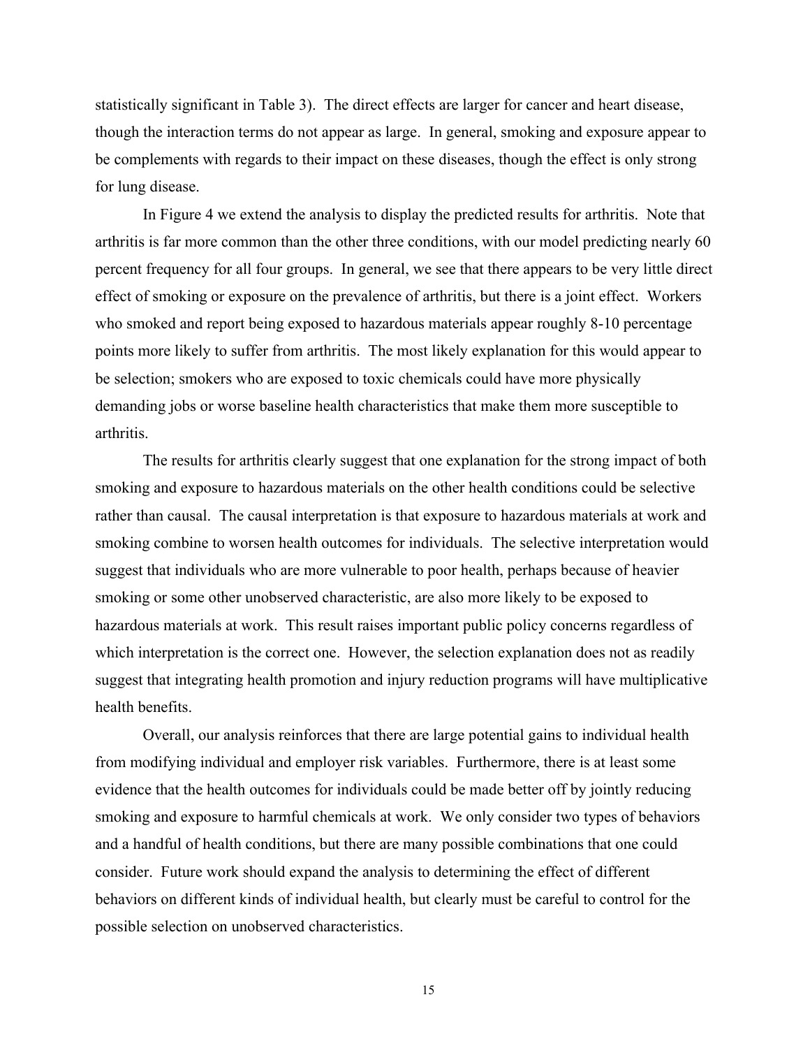statistically significant in Table 3). The direct effects are larger for cancer and heart disease, though the interaction terms do not appear as large. In general, smoking and exposure appear to be complements with regards to their impact on these diseases, though the effect is only strong for lung disease.

In Figure 4 we extend the analysis to display the predicted results for arthritis. Note that arthritis is far more common than the other three conditions, with our model predicting nearly 60 percent frequency for all four groups. In general, we see that there appears to be very little direct effect of smoking or exposure on the prevalence of arthritis, but there is a joint effect. Workers who smoked and report being exposed to hazardous materials appear roughly 8-10 percentage points more likely to suffer from arthritis. The most likely explanation for this would appear to be selection; smokers who are exposed to toxic chemicals could have more physically demanding jobs or worse baseline health characteristics that make them more susceptible to arthritis.

The results for arthritis clearly suggest that one explanation for the strong impact of both smoking and exposure to hazardous materials on the other health conditions could be selective rather than causal. The causal interpretation is that exposure to hazardous materials at work and smoking combine to worsen health outcomes for individuals. The selective interpretation would suggest that individuals who are more vulnerable to poor health, perhaps because of heavier smoking or some other unobserved characteristic, are also more likely to be exposed to hazardous materials at work. This result raises important public policy concerns regardless of which interpretation is the correct one. However, the selection explanation does not as readily suggest that integrating health promotion and injury reduction programs will have multiplicative health benefits.

Overall, our analysis reinforces that there are large potential gains to individual health from modifying individual and employer risk variables. Furthermore, there is at least some evidence that the health outcomes for individuals could be made better off by jointly reducing smoking and exposure to harmful chemicals at work. We only consider two types of behaviors and a handful of health conditions, but there are many possible combinations that one could consider. Future work should expand the analysis to determining the effect of different behaviors on different kinds of individual health, but clearly must be careful to control for the possible selection on unobserved characteristics.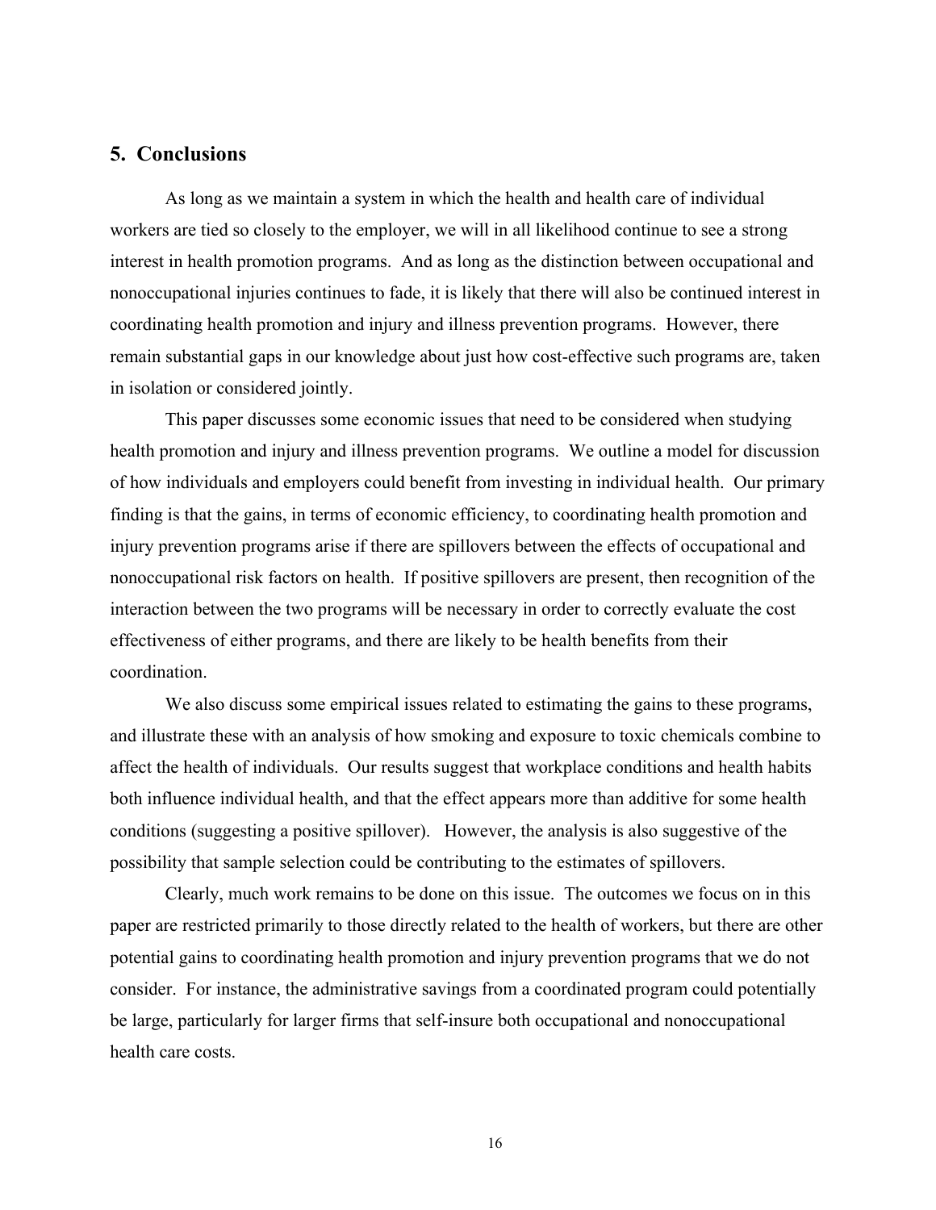## 5. Conclusions

As long as we maintain a system in which the health and health care of individual workers are tied so closely to the employer, we will in all likelihood continue to see a strong interest in health promotion programs. And as long as the distinction between occupational and nonoccupational injuries continues to fade, it is likely that there will also be continued interest in coordinating health promotion and injury and illness prevention programs. However, there remain substantial gaps in our knowledge about just how cost-effective such programs are, taken in isolation or considered jointly.

This paper discusses some economic issues that need to be considered when studying health promotion and injury and illness prevention programs. We outline a model for discussion of how individuals and employers could benefit from investing in individual health. Our primary finding is that the gains, in terms of economic efficiency, to coordinating health promotion and injury prevention programs arise if there are spillovers between the effects of occupational and nonoccupational risk factors on health. If positive spillovers are present, then recognition of the interaction between the two programs will be necessary in order to correctly evaluate the cost effectiveness of either programs, and there are likely to be health benefits from their coordination.

We also discuss some empirical issues related to estimating the gains to these programs, and illustrate these with an analysis of how smoking and exposure to toxic chemicals combine to affect the health of individuals. Our results suggest that workplace conditions and health habits both influence individual health, and that the effect appears more than additive for some health conditions (suggesting a positive spillover). However, the analysis is also suggestive of the possibility that sample selection could be contributing to the estimates of spillovers.

Clearly, much work remains to be done on this issue. The outcomes we focus on in this paper are restricted primarily to those directly related to the health of workers, but there are other potential gains to coordinating health promotion and injury prevention programs that we do not consider. For instance, the administrative savings from a coordinated program could potentially be large, particularly for larger firms that self-insure both occupational and nonoccupational health care costs.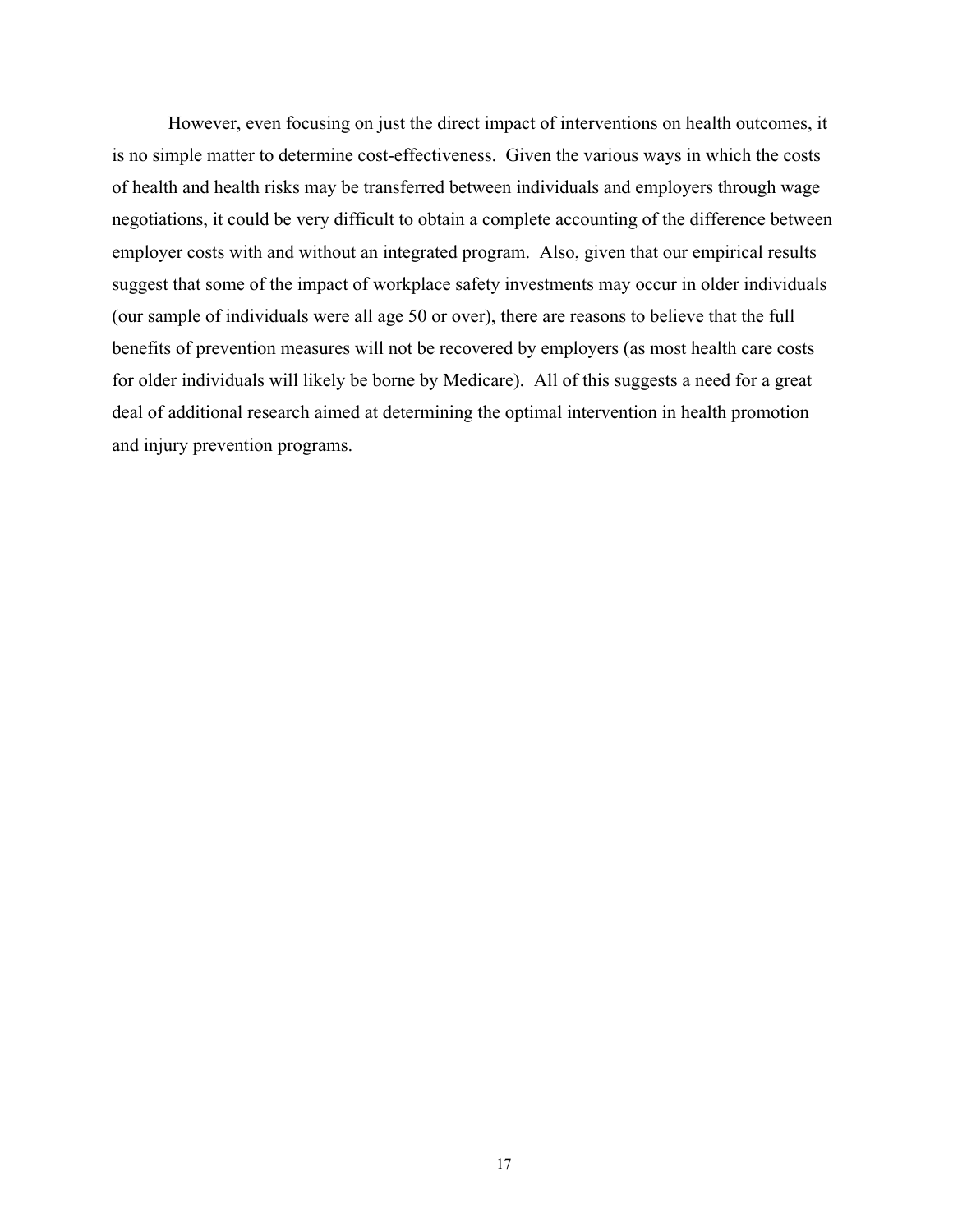However, even focusing on just the direct impact of interventions on health outcomes, it is no simple matter to determine cost-effectiveness. Given the various ways in which the costs of health and health risks may be transferred between individuals and employers through wage negotiations, it could be very difficult to obtain a complete accounting of the difference between employer costs with and without an integrated program. Also, given that our empirical results suggest that some of the impact of workplace safety investments may occur in older individuals (our sample of individuals were all age 50 or over), there are reasons to believe that the full benefits of prevention measures will not be recovered by employers (as most health care costs for older individuals will likely be borne by Medicare). All of this suggests a need for a great deal of additional research aimed at determining the optimal intervention in health promotion and injury prevention programs.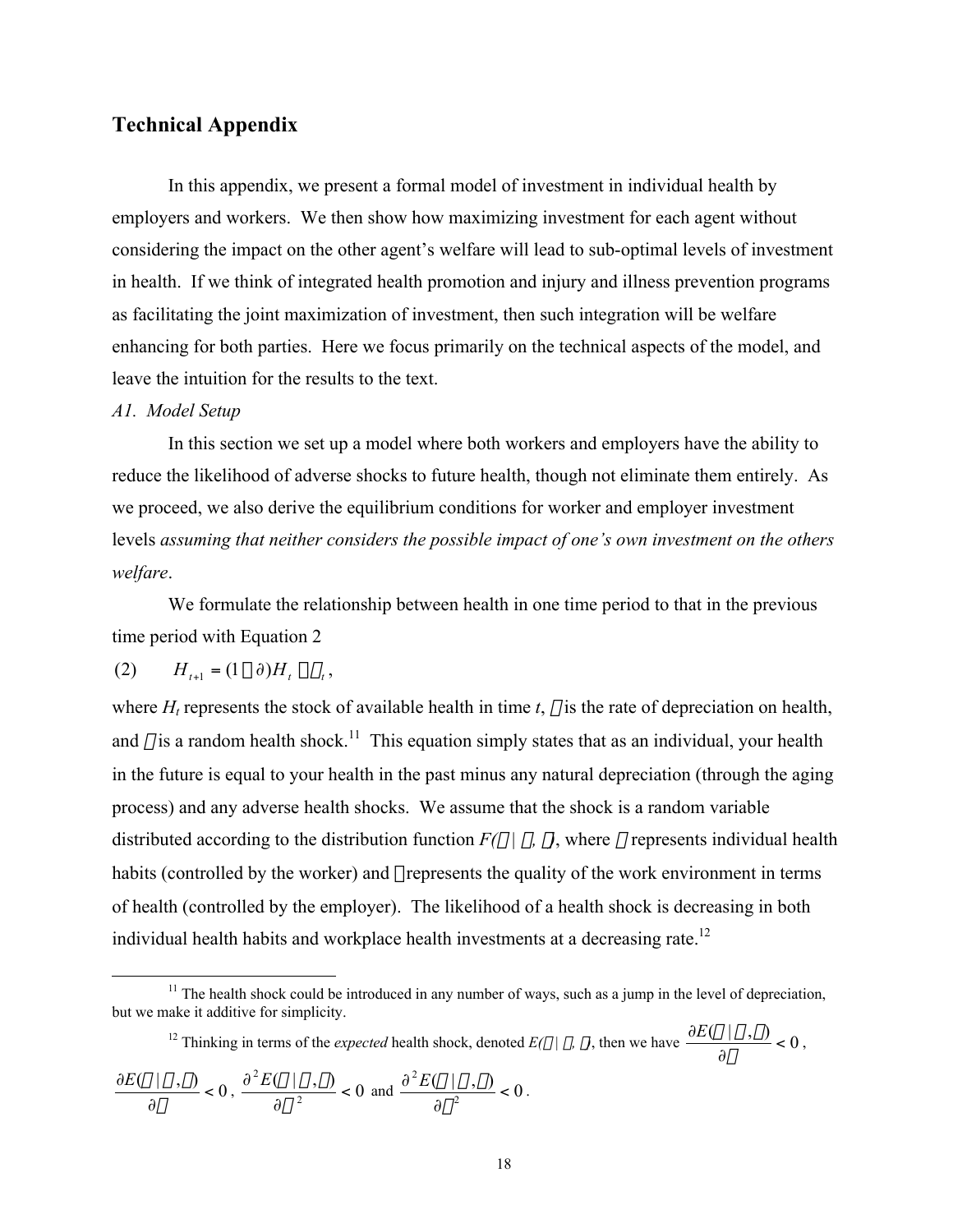## Technical Appendix

In this appendix, we present a formal model of investment in individual health by employers and workers. We then show how maximizing investment for each agent without considering the impact on the other agent's welfare will lead to sub-optimal levels of investment in health. If we think of integrated health promotion and injury and illness prevention programs as facilitating the joint maximization of investment, then such integration will be welfare enhancing for both parties. Here we focus primarily on the technical aspects of the model, and leave the intuition for the results to the text.

*A1. Model Setup*

In this section we set up a model where both workers and employers have the ability to reduce the likelihood of adverse shocks to future health, though not eliminate them entirely. As we proceed, we also derive the equilibrium conditions for worker and employer investment levels *assuming that neither considers the possible impact of one's own investment on the others welfare*.

We formulate the relationship between health in one time period to that in the previous time period with Equation 2

$$(2) \qquad H_{t+1} = (1 \,\square\, \partial)H_t \,\square\, \square_t,$$

where $H_t$ represents the stock of available health in time $t$, □ is the rate of depreciation on health, and □ is a random health shock.[11] This equation simply states that as an individual, your health in the future is equal to your health in the past minus any natural depreciation (through the aging process) and any adverse health shocks. We assume that the shock is a random variable distributed according to the distribution function $F(\square \mid \square, \square)$, where □ represents individual health habits (controlled by the worker) and □ represents the quality of the work environment in terms of health (controlled by the employer). The likelihood of a health shock is decreasing in both individual health habits and workplace health investments at a decreasing rate.[12]

---

[11] The health shock could be introduced in any number of ways, such as a jump in the level of depreciation, but we make it additive for simplicity.

[12] Thinking in terms of the *expected* health shock, denoted $E(\square \mid \square, \square)$, then we have $\frac{\partial E(\square \mid \square, \square)}{\partial \square} < 0$, $\frac{\partial E(\square \mid \square, \square)}{\partial \square} < 0$, $\frac{\partial^2 E(\square \mid \square, \square)}{\partial \square^2} < 0$ and $\frac{\partial^2 E(\square \mid \square, \square)}{\partial \square^2} < 0$.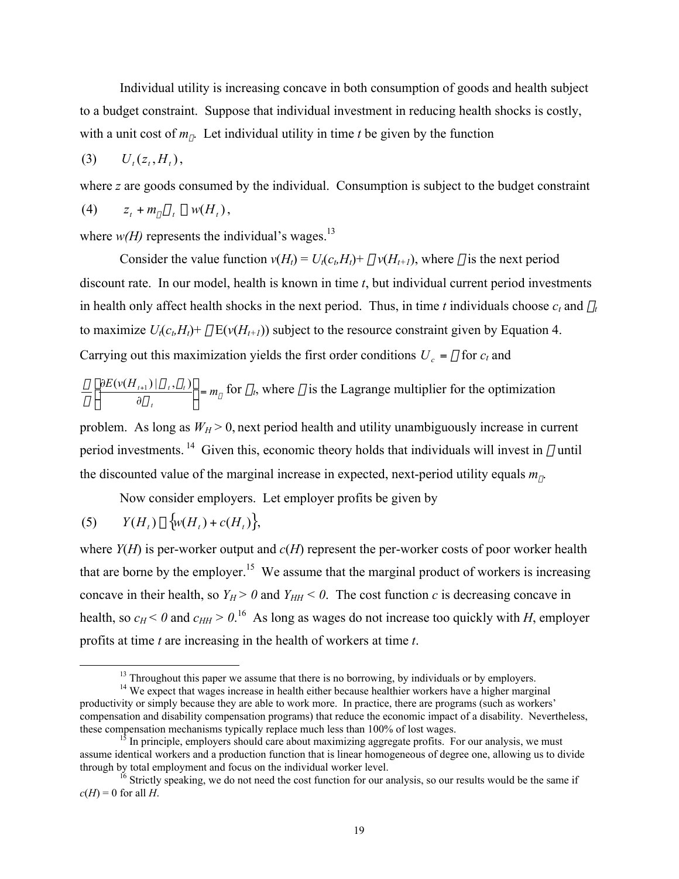Individual utility is increasing concave in both consumption of goods and health subject to a budget constraint. Suppose that individual investment in reducing health shocks is costly, with a unit cost of $m_\theta$. Let individual utility in time $t$ be given by the function

$$(3) \qquad U_t(z_t, H_t),$$

where $z$ are goods consumed by the individual. Consumption is subject to the budget constraint

$$(4) \qquad z_t + m_\theta \theta_t \leq w(H_t),$$

where $w(H)$ represents the individual's wages.[13]

Consider the value function $v(H_t) = U_t(c_t,H_t) + \beta v(H_{t+1})$, where $\beta$ is the next period discount rate. In our model, health is known in time $t$, but individual current period investments in health only affect health shocks in the next period. Thus, in time $t$ individuals choose $c_t$ and $\theta_t$ to maximize $U_t(c_t,H_t) + \beta E(v(H_{t+1}))$ subject to the resource constraint given by Equation 4. Carrying out this maximization yields the first order conditions $U_c = \lambda$ for $c_t$ and $\frac{\beta}{\lambda}\left(\frac{\partial E(v(H_{t+1}) \mid \theta_t, \varepsilon_t)}{\partial \theta_t}\right) = m_\theta$ for $\theta_t$, where $\lambda$ is the Lagrange multiplier for the optimization problem. As long as $W_H > 0$, next period health and utility unambiguously increase in current period investments.[14] Given this, economic theory holds that individuals will invest in $\theta$ until the discounted value of the marginal increase in expected, next-period utility equals $m_\theta$.

Now consider employers. Let employer profits be given by

$$(5) \qquad Y(H_t) - \{w(H_t) + c(H_t)\},$$

where $Y(H)$ is per-worker output and $c(H)$ represent the per-worker costs of poor worker health that are borne by the employer.[15] We assume that the marginal product of workers is increasing concave in their health, so $Y_H > 0$ and $Y_{HH} < 0$. The cost function $c$ is decreasing concave in health, so $c_H < 0$ and $c_{HH} > 0$.[16] As long as wages do not increase too quickly with $H$, employer profits at time $t$ are increasing in the health of workers at time $t$.

---

[13] Throughout this paper we assume that there is no borrowing, by individuals or by employers.

[14] We expect that wages increase in health either because healthier workers have a higher marginal productivity or simply because they are able to work more. In practice, there are programs (such as workers' compensation and disability compensation programs) that reduce the economic impact of a disability. Nevertheless, these compensation mechanisms typically replace much less than 100% of lost wages.

[15] In principle, employers should care about maximizing aggregate profits. For our analysis, we must assume identical workers and a production function that is linear homogeneous of degree one, allowing us to divide through by total employment and focus on the individual worker level.

[16] Strictly speaking, we do not need the cost function for our analysis, so our results would be the same if $c(H) = 0$ for all $H$.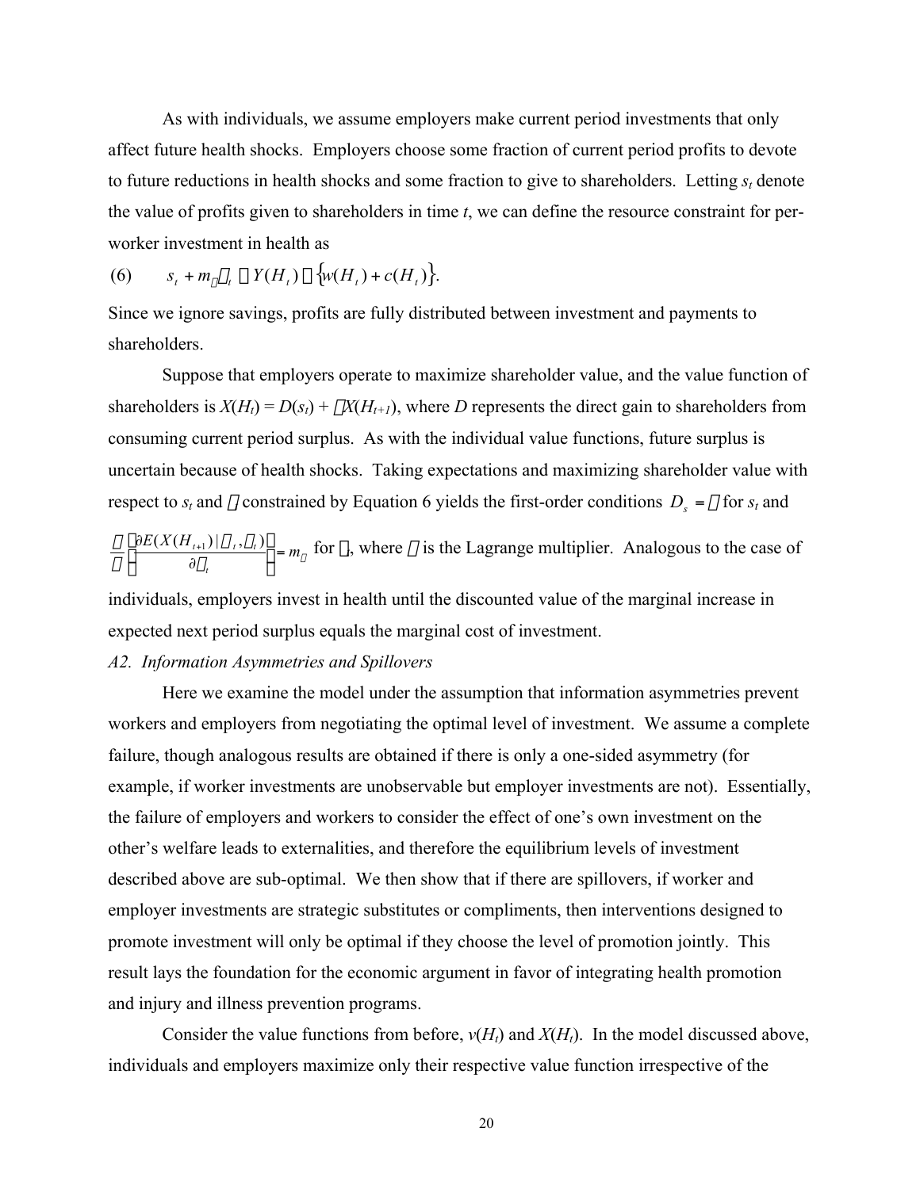As with individuals, we assume employers make current period investments that only affect future health shocks. Employers choose some fraction of current period profits to devote to future reductions in health shocks and some fraction to give to shareholders. Letting $s_t$ denote the value of profits given to shareholders in time *t*, we can define the resource constraint for per-worker investment in health as

$$(6) \qquad s_t + m_{\theta}\theta_t \leq Y(H_t) - \{w(H_t) + c(H_t)\}.$$

Since we ignore savings, profits are fully distributed between investment and payments to shareholders.

Suppose that employers operate to maximize shareholder value, and the value function of shareholders is $X(H_t) = D(s_t) + \beta X(H_{t+1})$, where *D* represents the direct gain to shareholders from consuming current period surplus. As with the individual value functions, future surplus is uncertain because of health shocks. Taking expectations and maximizing shareholder value with respect to $s_t$ and $\theta$ constrained by Equation 6 yields the first-order conditions $D_s = \lambda$ for $s_t$ and $\frac{\beta}{\lambda}\left(\frac{\partial E(X(H_{t+1}) \mid \theta_t, \pi_t)}{\partial \theta_t}\right) = m_{\theta}$ for $\theta$, where $\lambda$ is the Lagrange multiplier. Analogous to the case of individuals, employers invest in health until the discounted value of the marginal increase in expected next period surplus equals the marginal cost of investment.

*A2. Information Asymmetries and Spillovers*

Here we examine the model under the assumption that information asymmetries prevent workers and employers from negotiating the optimal level of investment. We assume a complete failure, though analogous results are obtained if there is only a one-sided asymmetry (for example, if worker investments are unobservable but employer investments are not). Essentially, the failure of employers and workers to consider the effect of one's own investment on the other's welfare leads to externalities, and therefore the equilibrium levels of investment described above are sub-optimal. We then show that if there are spillovers, if worker and employer investments are strategic substitutes or compliments, then interventions designed to promote investment will only be optimal if they choose the level of promotion jointly. This result lays the foundation for the economic argument in favor of integrating health promotion and injury and illness prevention programs.

Consider the value functions from before, $v(H_t)$ and $X(H_t)$. In the model discussed above, individuals and employers maximize only their respective value function irrespective of the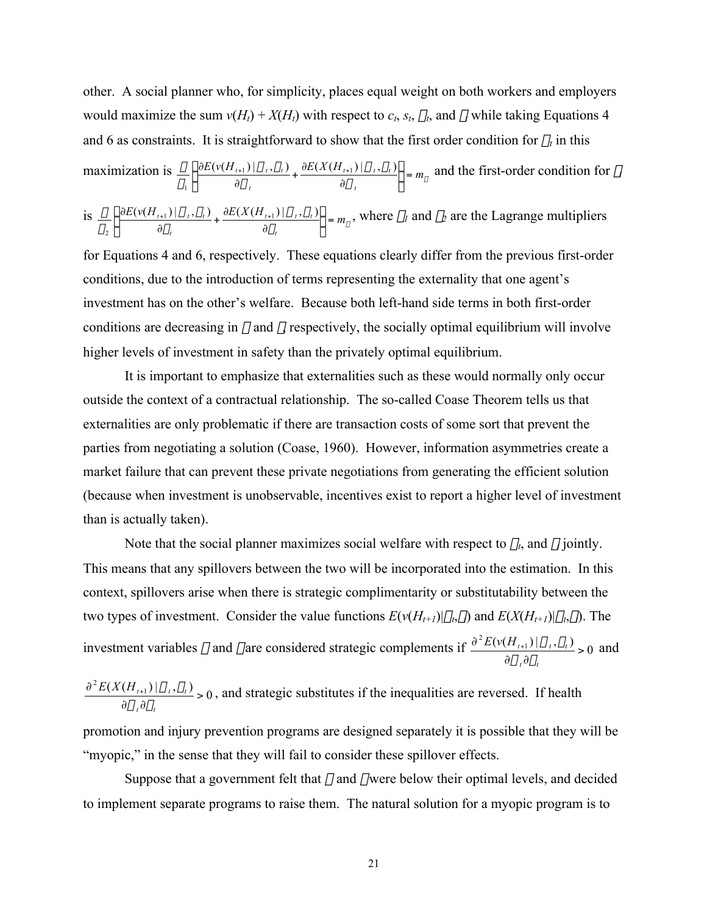other. A social planner who, for simplicity, places equal weight on both workers and employers would maximize the sum $v(H_t) + X(H_t)$ with respect to $c_t$, $s_t$, $\square_t$, and $\square$ while taking Equations 4 and 6 as constraints. It is straightforward to show that the first order condition for $\square_t$ in this maximization is $\frac{\square}{\square_1}\left(\frac{\partial E(v(H_{t+1})|\square_t,\square_t)}{\partial \square_t} + \frac{\partial E(X(H_{t+1})|\square_t,\square_t)}{\partial \square_t}\right) = m_\square$ and the first-order condition for $\square$ is $\frac{\square}{\square_2}\left(\frac{\partial E(v(H_{t+1})|\square_t,\square_t)}{\partial \square_t} + \frac{\partial E(X(H_{t+1})|\square_t,\square_t)}{\partial \square_t}\right) = m_\square$, where $\square_1$ and $\square_2$ are the Lagrange multipliers for Equations 4 and 6, respectively. These equations clearly differ from the previous first-order conditions, due to the introduction of terms representing the externality that one agent's investment has on the other's welfare. Because both left-hand side terms in both first-order conditions are decreasing in $\square$ and $\square$, respectively, the socially optimal equilibrium will involve higher levels of investment in safety than the privately optimal equilibrium.

It is important to emphasize that externalities such as these would normally only occur outside the context of a contractual relationship. The so-called Coase Theorem tells us that externalities are only problematic if there are transaction costs of some sort that prevent the parties from negotiating a solution (Coase, 1960). However, information asymmetries create a market failure that can prevent these private negotiations from generating the efficient solution (because when investment is unobservable, incentives exist to report a higher level of investment than is actually taken).

Note that the social planner maximizes social welfare with respect to $\square_t$, and $\square$ jointly. This means that any spillovers between the two will be incorporated into the estimation. In this context, spillovers arise when there is strategic complimentarity or substitutability between the two types of investment. Consider the value functions $E(v(H_{t+1})|\square_t,\square)$ and $E(X(H_{t+1})|\square_t,\square)$. The investment variables $\square$ and $\square$ are considered strategic complements if $\frac{\partial^2 E(v(H_{t+1})|\square_t,\square_t)}{\partial \square_t \partial \square_t} > 0$ and $\frac{\partial^2 E(X(H_{t+1})|\square_t,\square_t)}{\partial \square_t \partial \square_t} > 0$, and strategic substitutes if the inequalities are reversed. If health promotion and injury prevention programs are designed separately it is possible that they will be "myopic," in the sense that they will fail to consider these spillover effects.

Suppose that a government felt that $\square$ and $\square$ were below their optimal levels, and decided to implement separate programs to raise them. The natural solution for a myopic program is to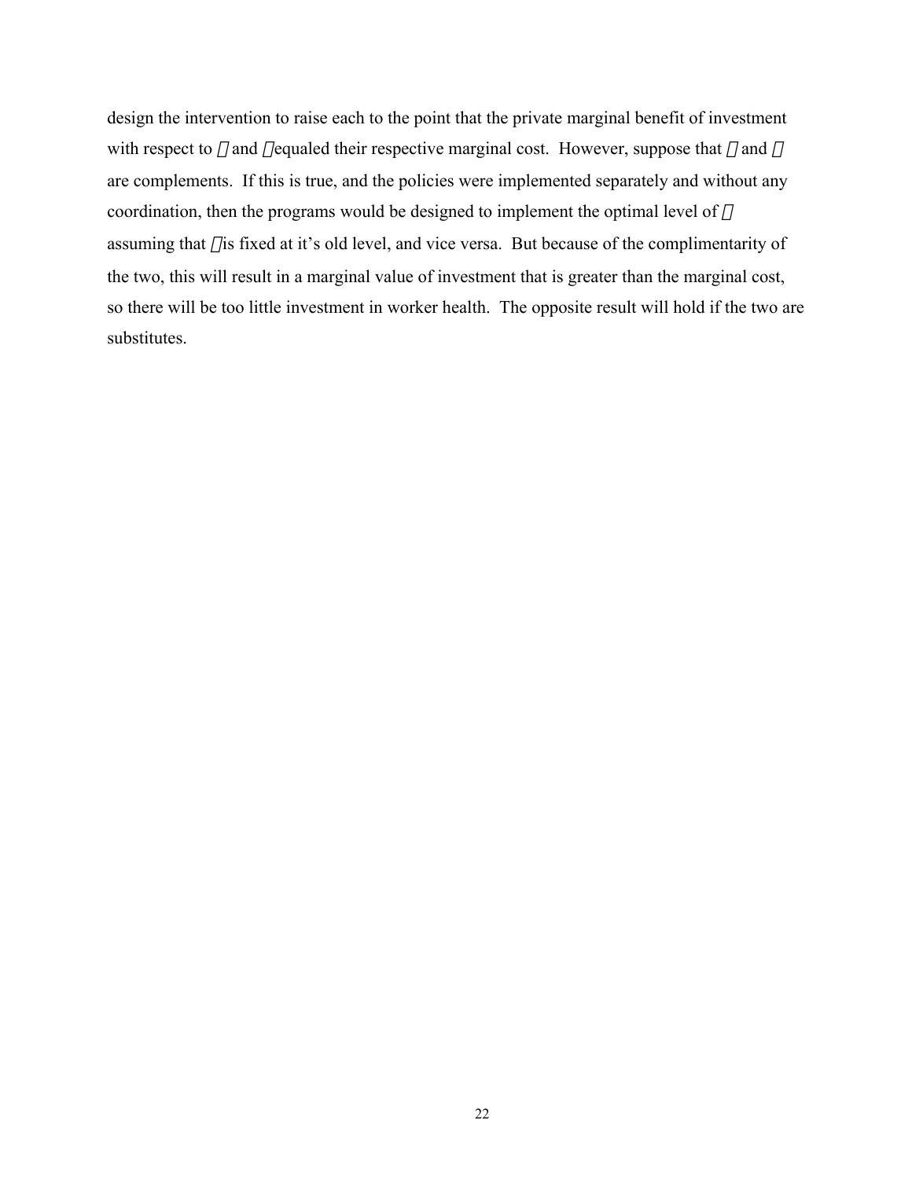design the intervention to raise each to the point that the private marginal benefit of investment with respect to □ and □ equaled their respective marginal cost. However, suppose that □ and □ are complements. If this is true, and the policies were implemented separately and without any coordination, then the programs would be designed to implement the optimal level of □ assuming that □ is fixed at it's old level, and vice versa. But because of the complimentarity of the two, this will result in a marginal value of investment that is greater than the marginal cost, so there will be too little investment in worker health. The opposite result will hold if the two are substitutes.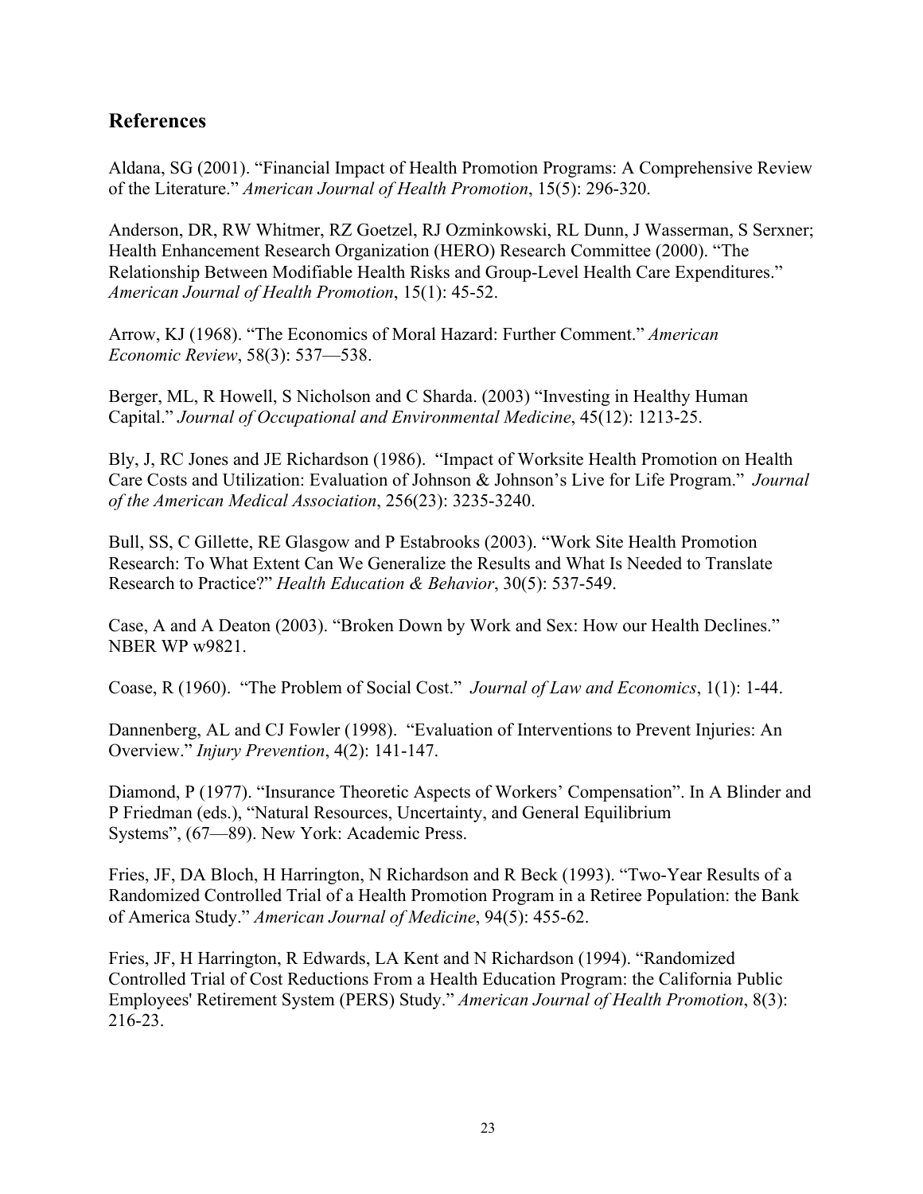## References

Aldana, SG (2001). "Financial Impact of Health Promotion Programs: A Comprehensive Review of the Literature." *American Journal of Health Promotion*, 15(5): 296-320.

Anderson, DR, RW Whitmer, RZ Goetzel, RJ Ozminkowski, RL Dunn, J Wasserman, S Serxner; Health Enhancement Research Organization (HERO) Research Committee (2000). "The Relationship Between Modifiable Health Risks and Group-Level Health Care Expenditures." *American Journal of Health Promotion*, 15(1): 45-52.

Arrow, KJ (1968). "The Economics of Moral Hazard: Further Comment." *American Economic Review*, 58(3): 537—538.

Berger, ML, R Howell, S Nicholson and C Sharda. (2003) "Investing in Healthy Human Capital." *Journal of Occupational and Environmental Medicine*, 45(12): 1213-25.

Bly, J, RC Jones and JE Richardson (1986). "Impact of Worksite Health Promotion on Health Care Costs and Utilization: Evaluation of Johnson & Johnson's Live for Life Program." *Journal of the American Medical Association*, 256(23): 3235-3240.

Bull, SS, C Gillette, RE Glasgow and P Estabrooks (2003). "Work Site Health Promotion Research: To What Extent Can We Generalize the Results and What Is Needed to Translate Research to Practice?" *Health Education & Behavior*, 30(5): 537-549.

Case, A and A Deaton (2003). "Broken Down by Work and Sex: How our Health Declines." NBER WP w9821.

Coase, R (1960). "The Problem of Social Cost." *Journal of Law and Economics*, 1(1): 1-44.

Dannenberg, AL and CJ Fowler (1998). "Evaluation of Interventions to Prevent Injuries: An Overview." *Injury Prevention*, 4(2): 141-147.

Diamond, P (1977). "Insurance Theoretic Aspects of Workers' Compensation". In A Blinder and P Friedman (eds.), "Natural Resources, Uncertainty, and General Equilibrium Systems", (67—89). New York: Academic Press.

Fries, JF, DA Bloch, H Harrington, N Richardson and R Beck (1993). "Two-Year Results of a Randomized Controlled Trial of a Health Promotion Program in a Retiree Population: the Bank of America Study." *American Journal of Medicine*, 94(5): 455-62.

Fries, JF, H Harrington, R Edwards, LA Kent and N Richardson (1994). "Randomized Controlled Trial of Cost Reductions From a Health Education Program: the California Public Employees' Retirement System (PERS) Study." *American Journal of Health Promotion*, 8(3): 216-23.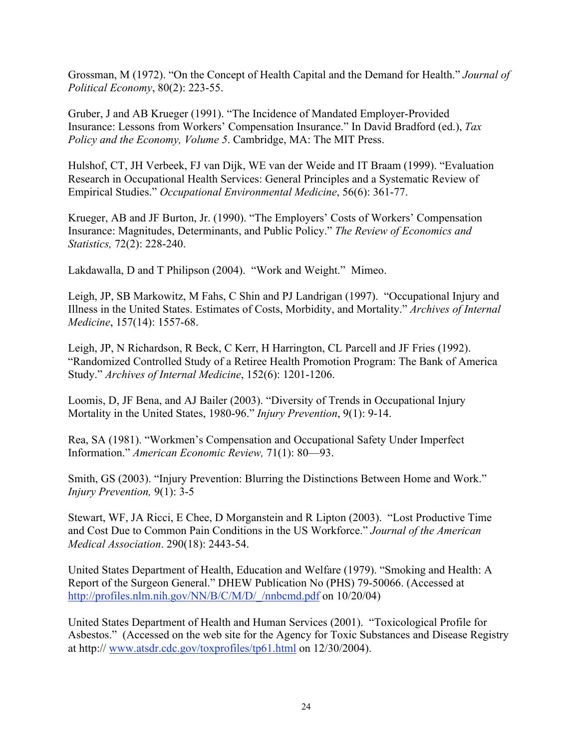Grossman, M (1972). "On the Concept of Health Capital and the Demand for Health." *Journal of Political Economy*, 80(2): 223-55.

Gruber, J and AB Krueger (1991). "The Incidence of Mandated Employer-Provided Insurance: Lessons from Workers' Compensation Insurance." In David Bradford (ed.), *Tax Policy and the Economy, Volume 5*. Cambridge, MA: The MIT Press.

Hulshof, CT, JH Verbeek, FJ van Dijk, WE van der Weide and IT Braam (1999). "Evaluation Research in Occupational Health Services: General Principles and a Systematic Review of Empirical Studies." *Occupational Environmental Medicine*, 56(6): 361-77.

Krueger, AB and JF Burton, Jr. (1990). "The Employers' Costs of Workers' Compensation Insurance: Magnitudes, Determinants, and Public Policy." *The Review of Economics and Statistics,* 72(2): 228-240.

Lakdawalla, D and T Philipson (2004). "Work and Weight." Mimeo.

Leigh, JP, SB Markowitz, M Fahs, C Shin and PJ Landrigan (1997). "Occupational Injury and Illness in the United States. Estimates of Costs, Morbidity, and Mortality." *Archives of Internal Medicine*, 157(14): 1557-68.

Leigh, JP, N Richardson, R Beck, C Kerr, H Harrington, CL Parcell and JF Fries (1992). "Randomized Controlled Study of a Retiree Health Promotion Program: The Bank of America Study." *Archives of Internal Medicine*, 152(6): 1201-1206.

Loomis, D, JF Bena, and AJ Bailer (2003). "Diversity of Trends in Occupational Injury Mortality in the United States, 1980-96." *Injury Prevention*, 9(1): 9-14.

Rea, SA (1981). "Workmen's Compensation and Occupational Safety Under Imperfect Information." *American Economic Review,* 71(1): 80—93.

Smith, GS (2003). "Injury Prevention: Blurring the Distinctions Between Home and Work." *Injury Prevention,* 9(1): 3-5

Stewart, WF, JA Ricci, E Chee, D Morganstein and R Lipton (2003). "Lost Productive Time and Cost Due to Common Pain Conditions in the US Workforce." *Journal of the American Medical Association*. 290(18): 2443-54.

United States Department of Health, Education and Welfare (1979). "Smoking and Health: A Report of the Surgeon General." DHEW Publication No (PHS) 79-50066. (Accessed at http://profiles.nlm.nih.gov/NN/B/C/M/D/_/nnbcmd.pdf on 10/20/04)

United States Department of Health and Human Services (2001). "Toxicological Profile for Asbestos." (Accessed on the web site for the Agency for Toxic Substances and Disease Registry at http:// www.atsdr.cdc.gov/toxprofiles/tp61.html on 12/30/2004).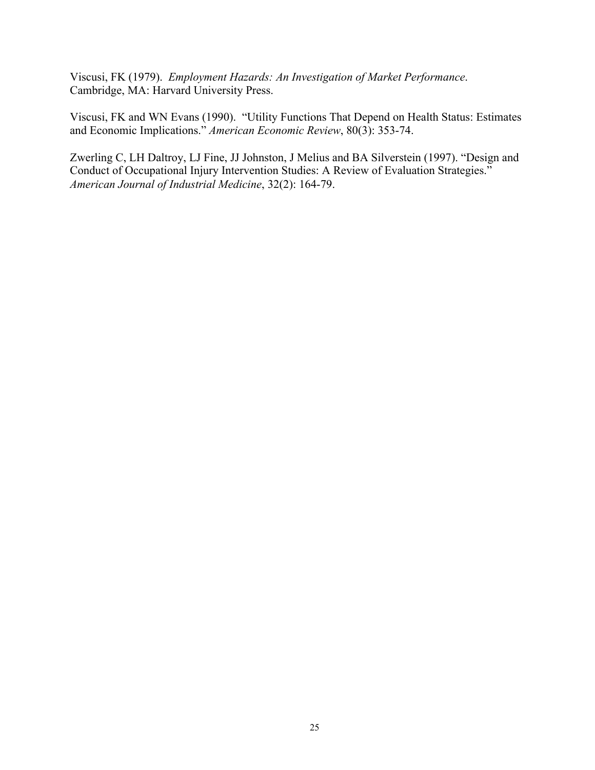Viscusi, FK (1979). *Employment Hazards: An Investigation of Market Performance*. Cambridge, MA: Harvard University Press.

Viscusi, FK and WN Evans (1990). "Utility Functions That Depend on Health Status: Estimates and Economic Implications." *American Economic Review*, 80(3): 353-74.

Zwerling C, LH Daltroy, LJ Fine, JJ Johnston, J Melius and BA Silverstein (1997). "Design and Conduct of Occupational Injury Intervention Studies: A Review of Evaluation Strategies." *American Journal of Industrial Medicine*, 32(2): 164-79.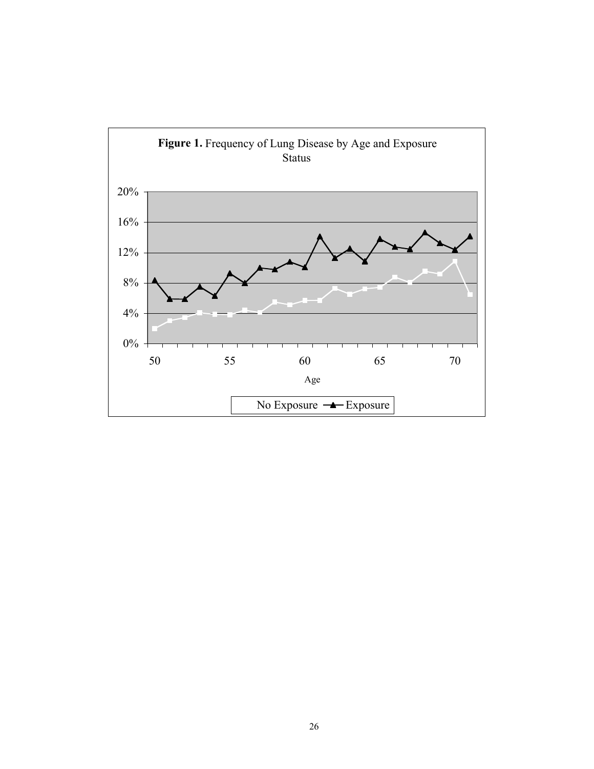**Figure 1.** Frequency of Lung Disease by Age and Exposure Status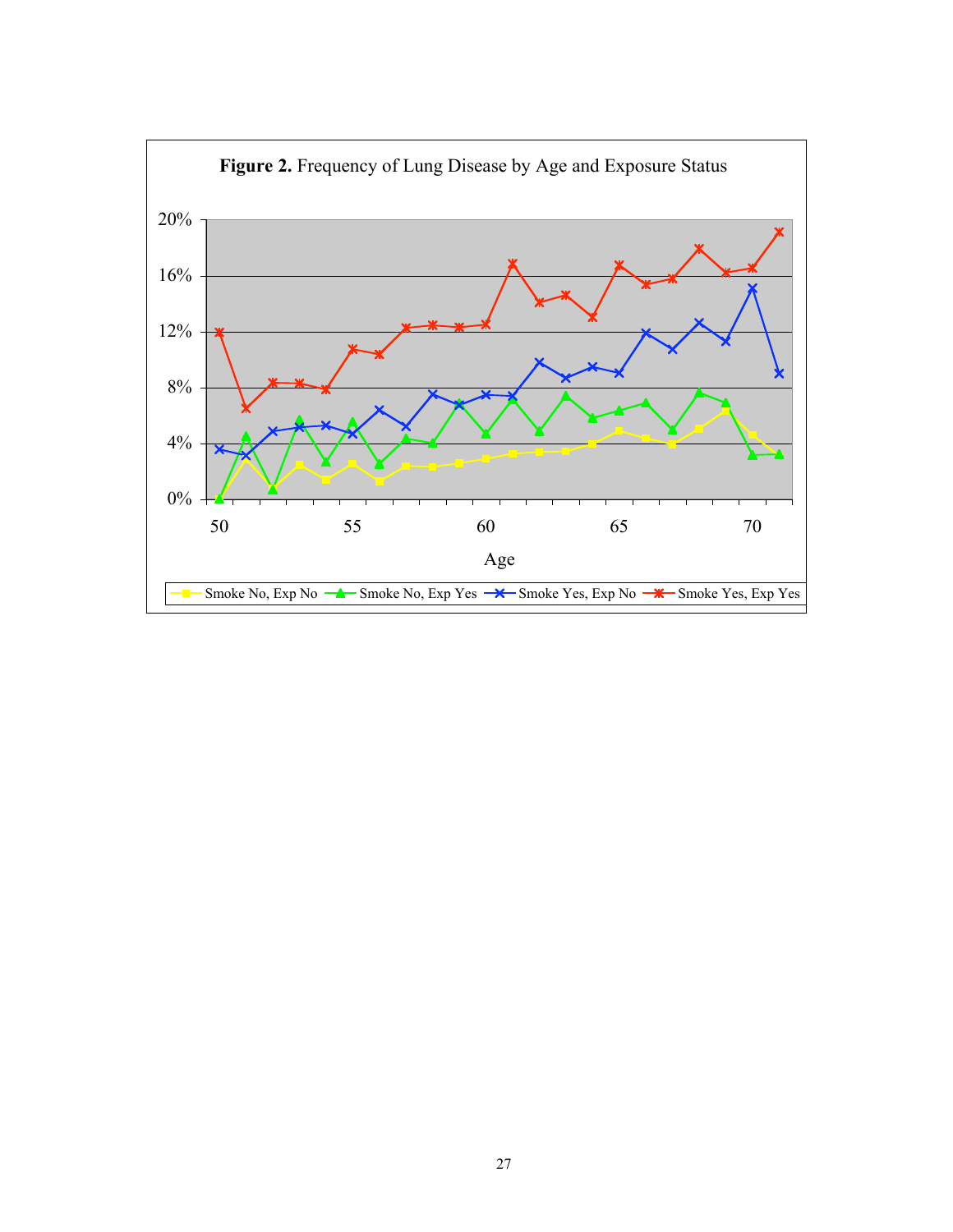**Figure 2.** Frequency of Lung Disease by Age and Exposure Status

Age

Smoke No, Exp No — Smoke No, Exp Yes — Smoke Yes, Exp No — Smoke Yes, Exp Yes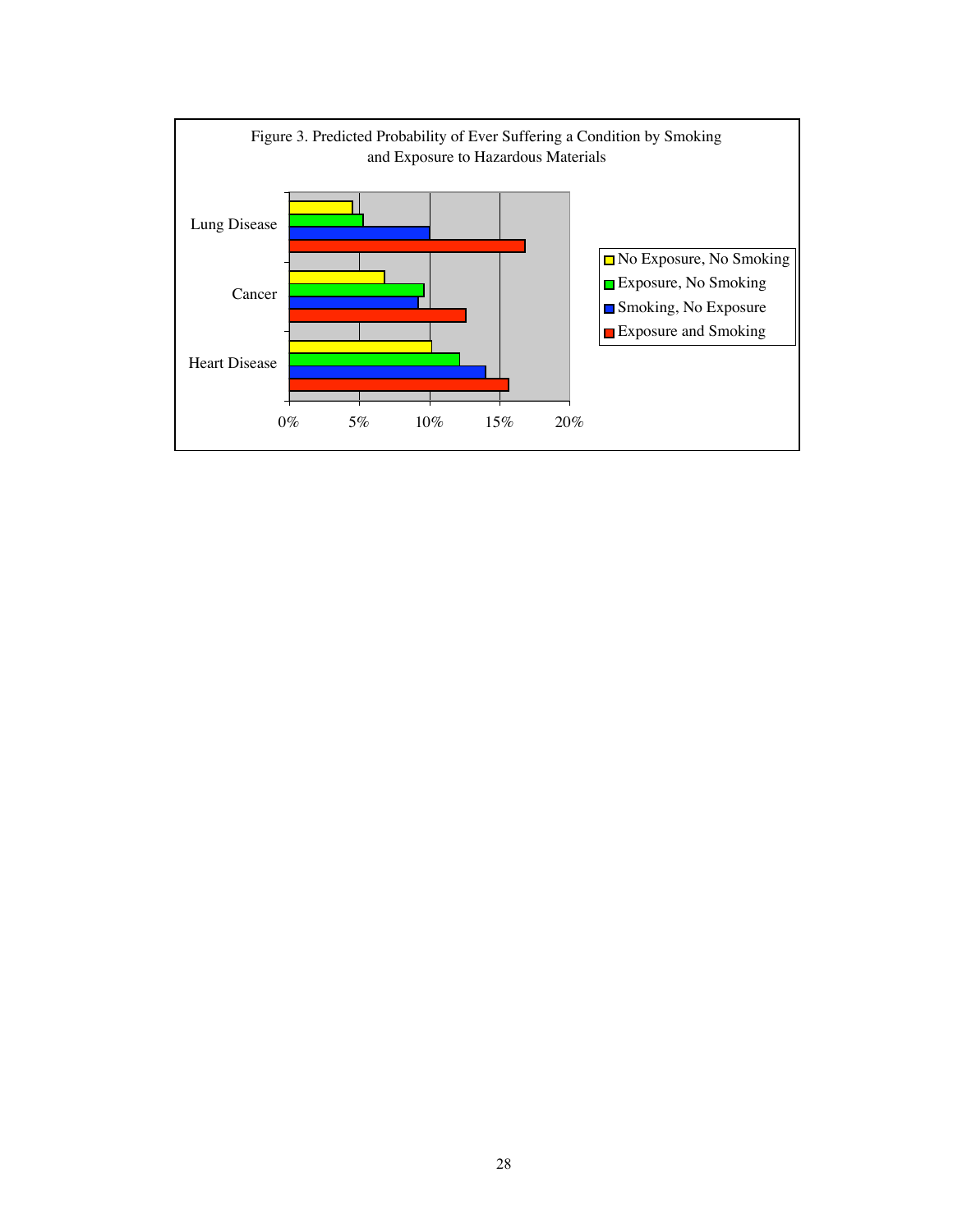Figure 3. Predicted Probability of Ever Suffering a Condition by Smoking and Exposure to Hazardous Materials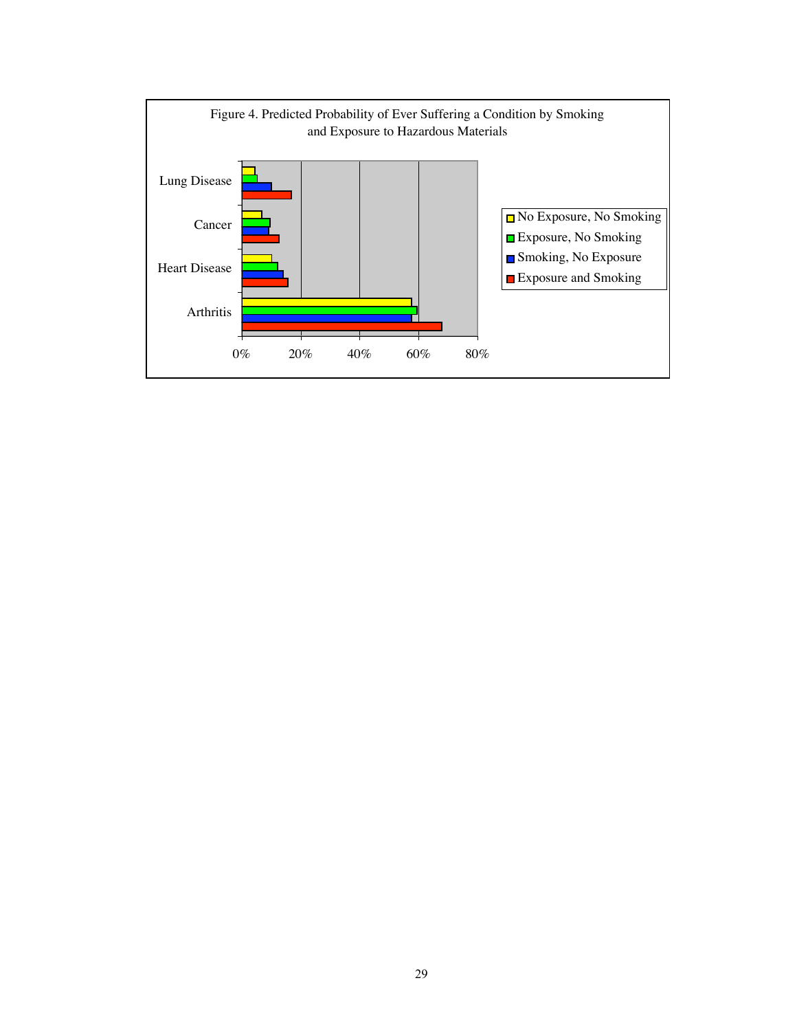Figure 4. Predicted Probability of Ever Suffering a Condition by Smoking and Exposure to Hazardous Materials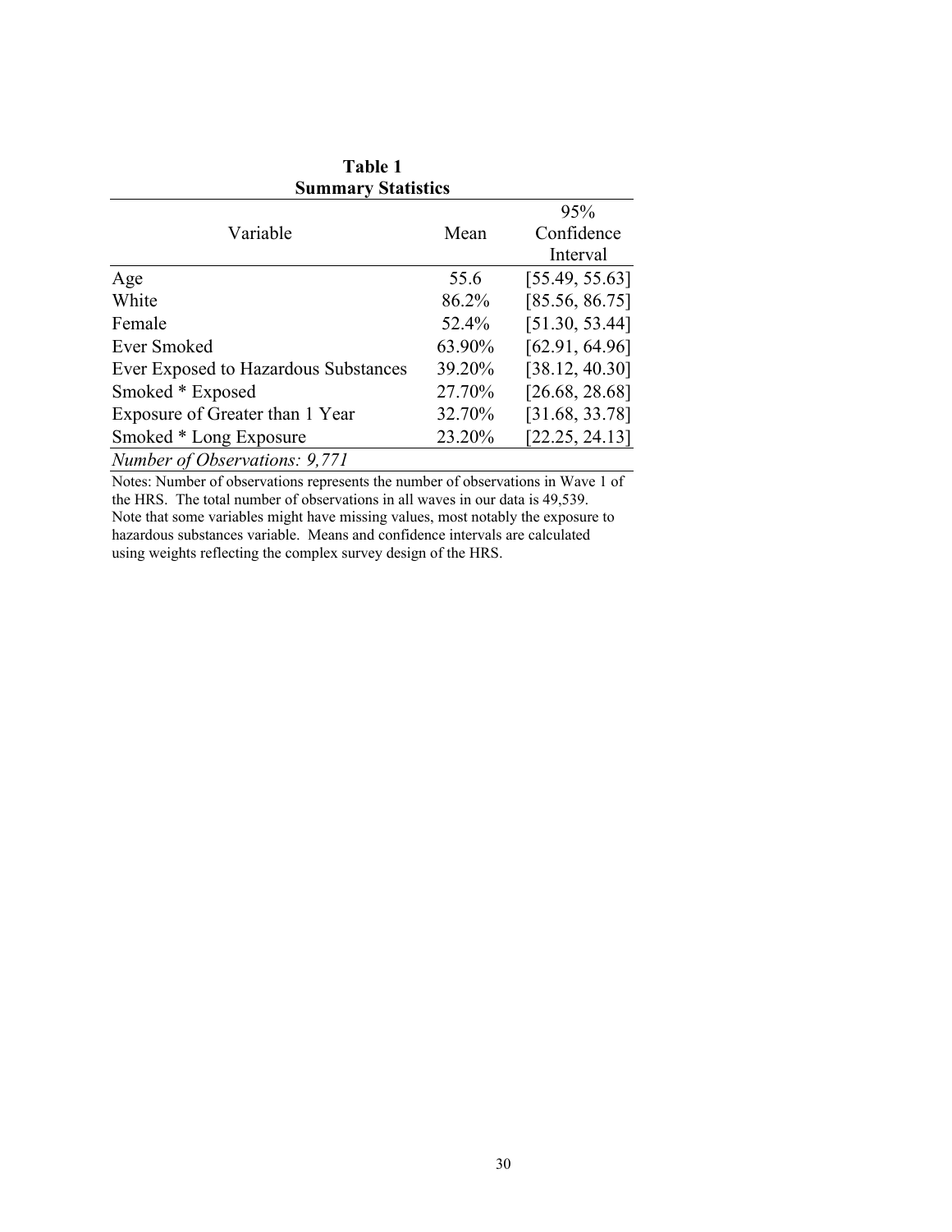**Table 1**
**Summary Statistics**

| Variable | Mean | 95% Confidence Interval |
|---|---|---|
| Age | 55.6 | [55.49, 55.63] |
| White | 86.2% | [85.56, 86.75] |
| Female | 52.4% | [51.30, 53.44] |
| Ever Smoked | 63.90% | [62.91, 64.96] |
| Ever Exposed to Hazardous Substances | 39.20% | [38.12, 40.30] |
| Smoked * Exposed | 27.70% | [26.68, 28.68] |
| Exposure of Greater than 1 Year | 32.70% | [31.68, 33.78] |
| Smoked * Long Exposure | 23.20% | [22.25, 24.13] |

*Number of Observations: 9,771*

Notes: Number of observations represents the number of observations in Wave 1 of the HRS. The total number of observations in all waves in our data is 49,539. Note that some variables might have missing values, most notably the exposure to hazardous substances variable. Means and confidence intervals are calculated using weights reflecting the complex survey design of the HRS.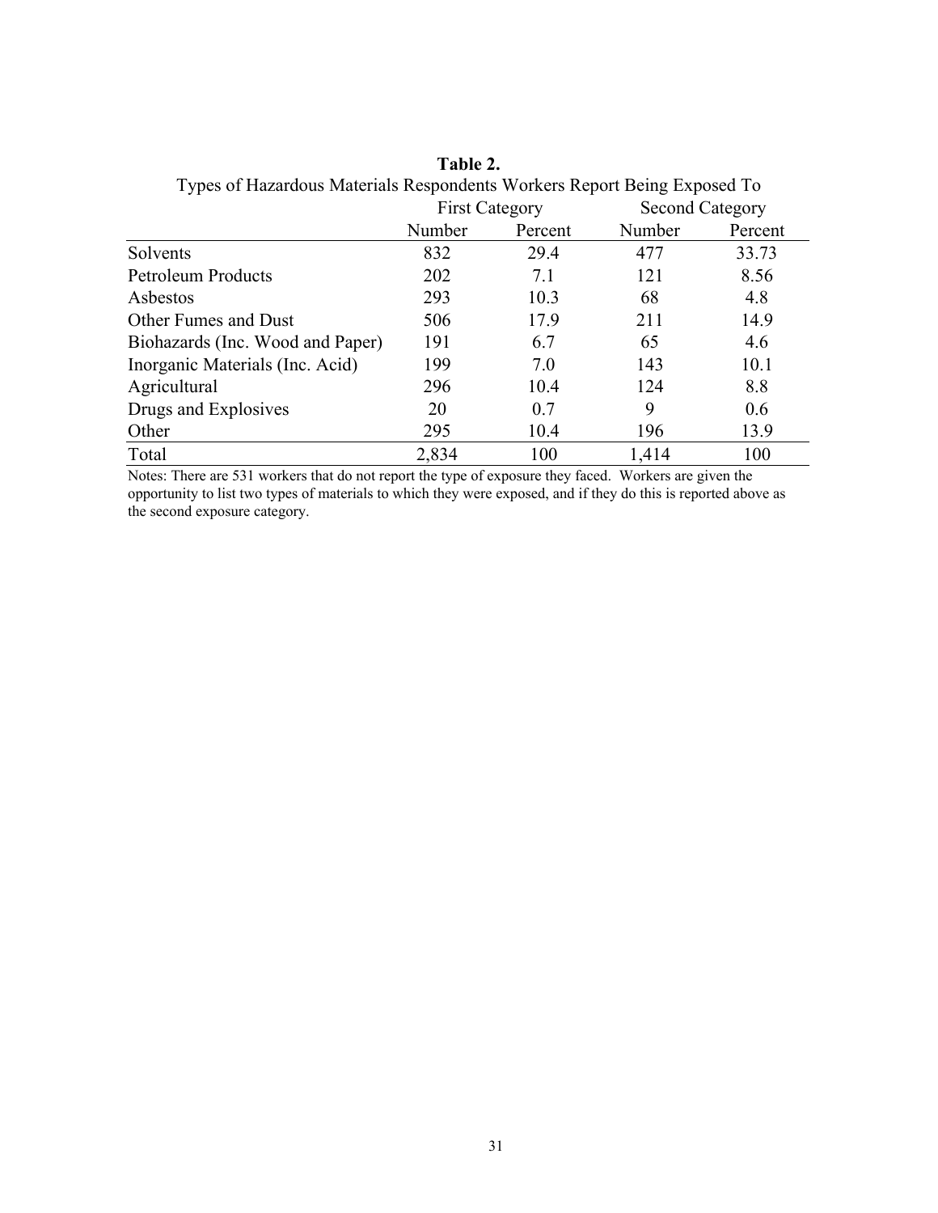**Table 2.**

Types of Hazardous Materials Respondents Workers Report Being Exposed To

| | First Category | | Second Category | |
|---|---|---|---|---|
| | Number | Percent | Number | Percent |
| Solvents | 832 | 29.4 | 477 | 33.73 |
| Petroleum Products | 202 | 7.1 | 121 | 8.56 |
| Asbestos | 293 | 10.3 | 68 | 4.8 |
| Other Fumes and Dust | 506 | 17.9 | 211 | 14.9 |
| Biohazards (Inc. Wood and Paper) | 191 | 6.7 | 65 | 4.6 |
| Inorganic Materials (Inc. Acid) | 199 | 7.0 | 143 | 10.1 |
| Agricultural | 296 | 10.4 | 124 | 8.8 |
| Drugs and Explosives | 20 | 0.7 | 9 | 0.6 |
| Other | 295 | 10.4 | 196 | 13.9 |
| Total | 2,834 | 100 | 1,414 | 100 |

Notes: There are 531 workers that do not report the type of exposure they faced. Workers are given the opportunity to list two types of materials to which they were exposed, and if they do this is reported above as the second exposure category.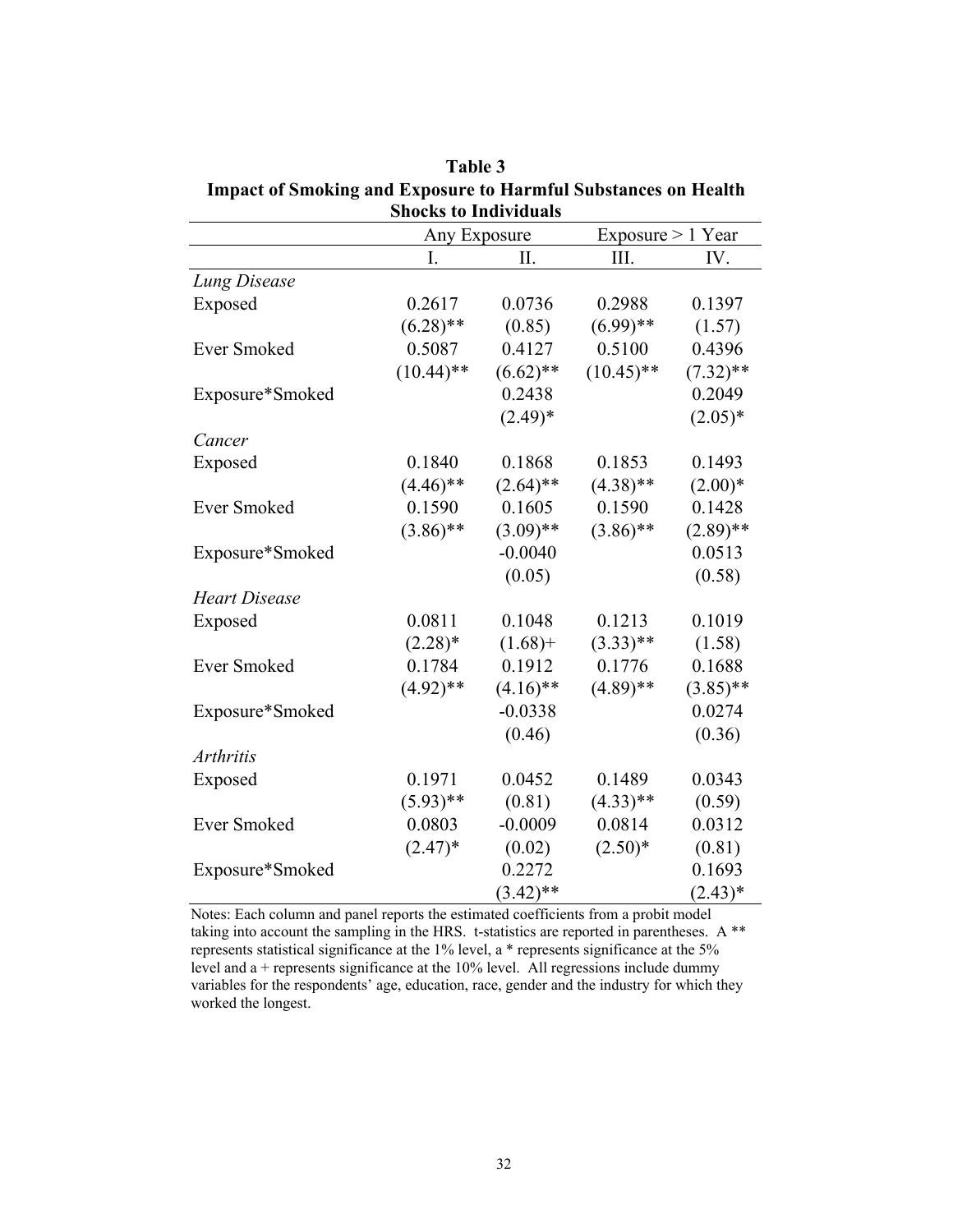**Table 3**
**Impact of Smoking and Exposure to Harmful Substances on Health Shocks to Individuals**

| | Any Exposure | | Exposure > 1 Year | |
|---|---|---|---|---|
| | I. | II. | III. | IV. |
| *Lung Disease* | | | | |
| Exposed | 0.2617 | 0.0736 | 0.2988 | 0.1397 |
| | (6.28)** | (0.85) | (6.99)** | (1.57) |
| Ever Smoked | 0.5087 | 0.4127 | 0.5100 | 0.4396 |
| | (10.44)** | (6.62)** | (10.45)** | (7.32)** |
| Exposure*Smoked | | 0.2438 | | 0.2049 |
| | | (2.49)* | | (2.05)* |
| *Cancer* | | | | |
| Exposed | 0.1840 | 0.1868 | 0.1853 | 0.1493 |
| | (4.46)** | (2.64)** | (4.38)** | (2.00)* |
| Ever Smoked | 0.1590 | 0.1605 | 0.1590 | 0.1428 |
| | (3.86)** | (3.09)** | (3.86)** | (2.89)** |
| Exposure*Smoked | | -0.0040 | | 0.0513 |
| | | (0.05) | | (0.58) |
| *Heart Disease* | | | | |
| Exposed | 0.0811 | 0.1048 | 0.1213 | 0.1019 |
| | (2.28)* | (1.68)+ | (3.33)** | (1.58) |
| Ever Smoked | 0.1784 | 0.1912 | 0.1776 | 0.1688 |
| | (4.92)** | (4.16)** | (4.89)** | (3.85)** |
| Exposure*Smoked | | -0.0338 | | 0.0274 |
| | | (0.46) | | (0.36) |
| *Arthritis* | | | | |
| Exposed | 0.1971 | 0.0452 | 0.1489 | 0.0343 |
| | (5.93)** | (0.81) | (4.33)** | (0.59) |
| Ever Smoked | 0.0803 | -0.0009 | 0.0814 | 0.0312 |
| | (2.47)* | (0.02) | (2.50)* | (0.81) |
| Exposure*Smoked | | 0.2272 | | 0.1693 |
| | | (3.42)** | | (2.43)* |

Notes: Each column and panel reports the estimated coefficients from a probit model taking into account the sampling in the HRS. t-statistics are reported in parentheses. A ** represents statistical significance at the 1% level, a * represents significance at the 5% level and a + represents significance at the 10% level. All regressions include dummy variables for the respondents' age, education, race, gender and the industry for which they worked the longest.